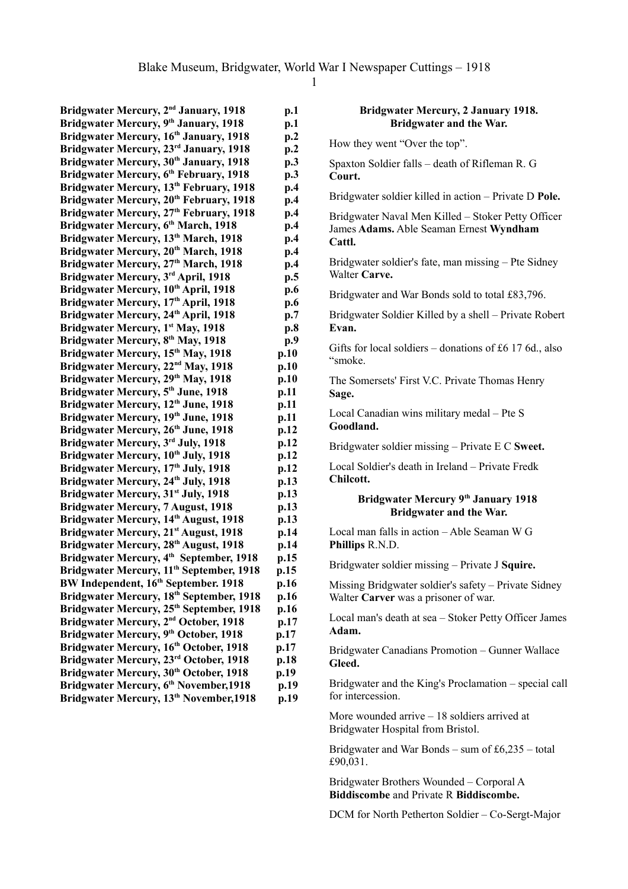# Blake Museum, Bridgwater, World War I Newspaper Cuttings – 1918

| | |
|---|---|
| **Bridgwater Mercury, 2nd January, 1918** | **p.1** |
| **Bridgwater Mercury, 9th January, 1918** | **p.1** |
| **Bridgwater Mercury, 16th January, 1918** | **p.2** |
| **Bridgwater Mercury, 23rd January, 1918** | **p.2** |
| **Bridgwater Mercury, 30th January, 1918** | **p.3** |
| **Bridgwater Mercury, 6th February, 1918** | **p.3** |
| **Bridgwater Mercury, 13th February, 1918** | **p.4** |
| **Bridgwater Mercury, 20th February, 1918** | **p.4** |
| **Bridgwater Mercury, 27th February, 1918** | **p.4** |
| **Bridgwater Mercury, 6th March, 1918** | **p.4** |
| **Bridgwater Mercury, 13th March, 1918** | **p.4** |
| **Bridgwater Mercury, 20th March, 1918** | **p.4** |
| **Bridgwater Mercury, 27th March, 1918** | **p.4** |
| **Bridgwater Mercury, 3rd April, 1918** | **p.5** |
| **Bridgwater Mercury, 10th April, 1918** | **p.6** |
| **Bridgwater Mercury, 17th April, 1918** | **p.6** |
| **Bridgwater Mercury, 24th April, 1918** | **p.7** |
| **Bridgwater Mercury, 1st May, 1918** | **p.8** |
| **Bridgwater Mercury, 8th May, 1918** | **p.9** |
| **Bridgwater Mercury, 15th May, 1918** | **p.10** |
| **Bridgwater Mercury, 22nd May, 1918** | **p.10** |
| **Bridgwater Mercury, 29th May, 1918** | **p.10** |
| **Bridgwater Mercury, 5th June, 1918** | **p.11** |
| **Bridgwater Mercury, 12th June, 1918** | **p.11** |
| **Bridgwater Mercury, 19th June, 1918** | **p.11** |
| **Bridgwater Mercury, 26th June, 1918** | **p.12** |
| **Bridgwater Mercury, 3rd July, 1918** | **p.12** |
| **Bridgwater Mercury, 10th July, 1918** | **p.12** |
| **Bridgwater Mercury, 17th July, 1918** | **p.12** |
| **Bridgwater Mercury, 24th July, 1918** | **p.13** |
| **Bridgwater Mercury, 31st July, 1918** | **p.13** |
| **Bridgwater Mercury, 7 August, 1918** | **p.13** |
| **Bridgwater Mercury, 14th August, 1918** | **p.13** |
| **Bridgwater Mercury, 21st August, 1918** | **p.14** |
| **Bridgwater Mercury, 28th August, 1918** | **p.14** |
| **Bridgwater Mercury, 4th September, 1918** | **p.15** |
| **Bridgwater Mercury, 11th September, 1918** | **p.15** |
| **BW Independent, 16th September. 1918** | **p.16** |
| **Bridgwater Mercury, 18th September, 1918** | **p.16** |
| **Bridgwater Mercury, 25th September, 1918** | **p.16** |
| **Bridgwater Mercury, 2nd October, 1918** | **p.17** |
| **Bridgwater Mercury, 9th October, 1918** | **p.17** |
| **Bridgwater Mercury, 16th October, 1918** | **p.17** |
| **Bridgwater Mercury, 23rd October, 1918** | **p.18** |
| **Bridgwater Mercury, 30th October, 1918** | **p.19** |
| **Bridgwater Mercury, 6th November,1918** | **p.19** |
| **Bridgwater Mercury, 13th November,1918** | **p.19** |

**Bridgwater Mercury, 2 January 1918.**
**Bridgwater and the War.**

How they went "Over the top".

Spaxton Soldier falls – death of Rifleman R. G **Court.**

Bridgwater soldier killed in action – Private D **Pole.**

Bridgwater Naval Men Killed – Stoker Petty Officer James **Adams.** Able Seaman Ernest **Wyndham Cattl.**

Bridgwater soldier's fate, man missing – Pte Sidney Walter **Carve.**

Bridgwater and War Bonds sold to total £83,796.

Bridgwater Soldier Killed by a shell – Private Robert **Evan.**

Gifts for local soldiers – donations of £6 17 6d., also "smoke.

The Somersets' First V.C. Private Thomas Henry **Sage.**

Local Canadian wins military medal – Pte S **Goodland.**

Bridgwater soldier missing – Private E C **Sweet.**

Local Soldier's death in Ireland – Private Fredk **Chilcott.**

**Bridgwater Mercury 9th January 1918**
**Bridgwater and the War.**

Local man falls in action – Able Seaman W G **Phillips** R.N.D.

Bridgwater soldier missing – Private J **Squire.**

Missing Bridgwater soldier's safety – Private Sidney Walter **Carver** was a prisoner of war.

Local man's death at sea – Stoker Petty Officer James **Adam.**

Bridgwater Canadians Promotion – Gunner Wallace **Gleed.**

Bridgwater and the King's Proclamation – special call for intercession.

More wounded arrive – 18 soldiers arrived at Bridgwater Hospital from Bristol.

Bridgwater and War Bonds – sum of £6,235 – total £90,031.

Bridgwater Brothers Wounded – Corporal A **Biddiscombe** and Private R **Biddiscombe.**

DCM for North Petherton Soldier – Co-Sergt-Major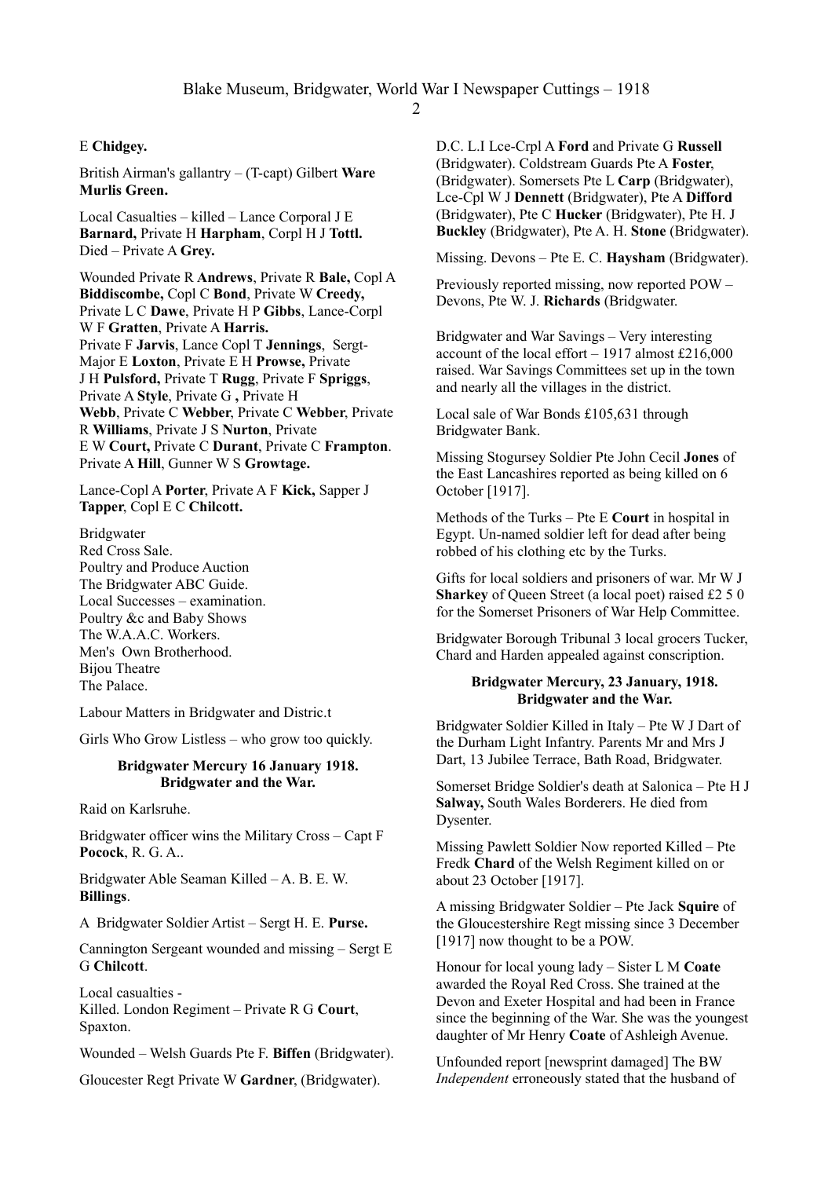E **Chidgey.**

British Airman's gallantry – (T-capt) Gilbert **Ware Murlis Green.**

Local Casualties – killed – Lance Corporal J E **Barnard,** Private H **Harpham**, Corpl H J **Tottl.** Died – Private A **Grey.**

Wounded Private R **Andrews**, Private R **Bale,** Copl A **Biddiscombe,** Copl C **Bond**, Private W **Creedy,** Private L C **Dawe**, Private H P **Gibbs**, Lance-Corpl W F **Gratten**, Private A **Harris.** Private F **Jarvis**, Lance Copl T **Jennings**, Sergt-Major E **Loxton**, Private E H **Prowse,** Private J H **Pulsford,** Private T **Rugg**, Private F **Spriggs**, Private A **Style**, Private G **,** Private H **Webb**, Private C **Webber**, Private C **Webber**, Private R **Williams**, Private J S **Nurton**, Private E W **Court,** Private C **Durant**, Private C **Frampton**. Private A **Hill**, Gunner W S **Growtage.**

Lance-Copl A **Porter**, Private A F **Kick,** Sapper J **Tapper**, Copl E C **Chilcott.**

Bridgwater
Red Cross Sale.
Poultry and Produce Auction
The Bridgwater ABC Guide.
Local Successes – examination.
Poultry &c and Baby Shows
The W.A.A.C. Workers.
Men's Own Brotherhood.
Bijou Theatre
The Palace.

Labour Matters in Bridgwater and Distric.t

Girls Who Grow Listless – who grow too quickly.

**Bridgwater Mercury 16 January 1918.**
**Bridgwater and the War.**

Raid on Karlsruhe.

Bridgwater officer wins the Military Cross – Capt F **Pocock**, R. G. A..

Bridgwater Able Seaman Killed – A. B. E. W. **Billings**.

A Bridgwater Soldier Artist – Sergt H. E. **Purse.**

Cannington Sergeant wounded and missing – Sergt E G **Chilcott**.

Local casualties -
Killed. London Regiment – Private R G **Court**, Spaxton.

Wounded – Welsh Guards Pte F. **Biffen** (Bridgwater).

Gloucester Regt Private W **Gardner**, (Bridgwater).

D.C. L.I Lce-Crpl A **Ford** and Private G **Russell** (Bridgwater). Coldstream Guards Pte A **Foster**, (Bridgwater). Somersets Pte L **Carp** (Bridgwater), Lce-Cpl W J **Dennett** (Bridgwater), Pte A **Difford** (Bridgwater), Pte C **Hucker** (Bridgwater), Pte H. J **Buckley** (Bridgwater), Pte A. H. **Stone** (Bridgwater).

Missing. Devons – Pte E. C. **Haysham** (Bridgwater).

Previously reported missing, now reported POW – Devons, Pte W. J. **Richards** (Bridgwater.

Bridgwater and War Savings – Very interesting account of the local effort – 1917 almost £216,000 raised. War Savings Committees set up in the town and nearly all the villages in the district.

Local sale of War Bonds £105,631 through Bridgwater Bank.

Missing Stogursey Soldier Pte John Cecil **Jones** of the East Lancashires reported as being killed on 6 October [1917].

Methods of the Turks – Pte E **Court** in hospital in Egypt. Un-named soldier left for dead after being robbed of his clothing etc by the Turks.

Gifts for local soldiers and prisoners of war. Mr W J **Sharkey** of Queen Street (a local poet) raised £2 5 0 for the Somerset Prisoners of War Help Committee.

Bridgwater Borough Tribunal 3 local grocers Tucker, Chard and Harden appealed against conscription.

**Bridgwater Mercury, 23 January, 1918.**
**Bridgwater and the War.**

Bridgwater Soldier Killed in Italy – Pte W J Dart of the Durham Light Infantry. Parents Mr and Mrs J Dart, 13 Jubilee Terrace, Bath Road, Bridgwater.

Somerset Bridge Soldier's death at Salonica – Pte H J **Salway,** South Wales Borderers. He died from Dysenter.

Missing Pawlett Soldier Now reported Killed – Pte Fredk **Chard** of the Welsh Regiment killed on or about 23 October [1917].

A missing Bridgwater Soldier – Pte Jack **Squire** of the Gloucestershire Regt missing since 3 December [1917] now thought to be a POW.

Honour for local young lady – Sister L M **Coate** awarded the Royal Red Cross. She trained at the Devon and Exeter Hospital and had been in France since the beginning of the War. She was the youngest daughter of Mr Henry **Coate** of Ashleigh Avenue.

Unfounded report [newsprint damaged] The BW *Independent* erroneously stated that the husband of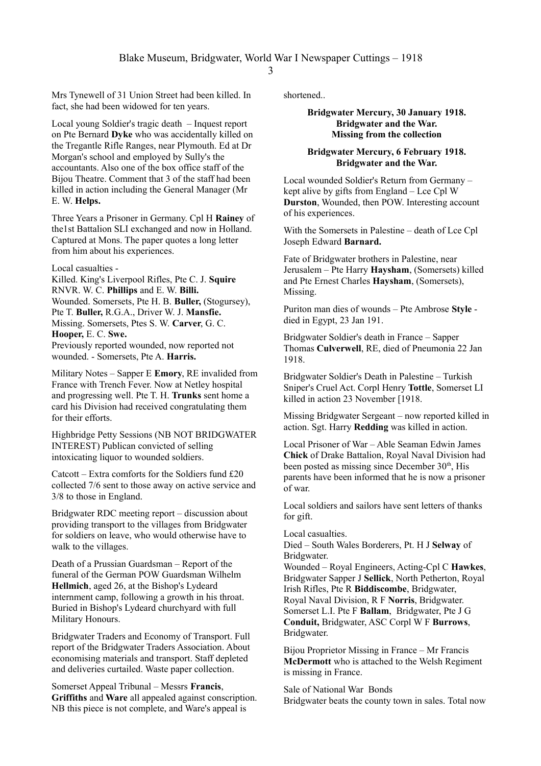Mrs Tynewell of 31 Union Street had been killed. In fact, she had been widowed for ten years.

Local young Soldier's tragic death – Inquest report on Pte Bernard **Dyke** who was accidentally killed on the Tregantle Rifle Ranges, near Plymouth. Ed at Dr Morgan's school and employed by Sully's the accountants. Also one of the box office staff of the Bijou Theatre. Comment that 3 of the staff had been killed in action including the General Manager (Mr E. W. **Helps.**

Three Years a Prisoner in Germany. Cpl H **Rainey** of the1st Battalion SLI exchanged and now in Holland. Captured at Mons. The paper quotes a long letter from him about his experiences.

Local casualties -
Killed. King's Liverpool Rifles, Pte C. J. **Squire** RNVR. W. C. **Phillips** and E. W. **Billi.**
Wounded. Somersets, Pte H. B. **Buller,** (Stogursey), Pte T. **Buller,** R.G.A., Driver W. J. **Mansfie.**
Missing. Somersets, Ptes S. W. **Carver**, G. C. **Hooper,** E. C. **Swe.**
Previously reported wounded, now reported not wounded. - Somersets, Pte A. **Harris.**

Military Notes – Sapper E **Emory**, RE invalided from France with Trench Fever. Now at Netley hospital and progressing well. Pte T. H. **Trunks** sent home a card his Division had received congratulating them for their efforts.

Highbridge Petty Sessions (NB NOT BRIDGWATER INTEREST) Publican convicted of selling intoxicating liquor to wounded soldiers.

Catcott – Extra comforts for the Soldiers fund £20 collected 7/6 sent to those away on active service and 3/8 to those in England.

Bridgwater RDC meeting report – discussion about providing transport to the villages from Bridgwater for soldiers on leave, who would otherwise have to walk to the villages.

Death of a Prussian Guardsman – Report of the funeral of the German POW Guardsman Wilhelm **Hellmich**, aged 26, at the Bishop's Lydeard internment camp, following a growth in his throat. Buried in Bishop's Lydeard churchyard with full Military Honours.

Bridgwater Traders and Economy of Transport. Full report of the Bridgwater Traders Association. About economising materials and transport. Staff depleted and deliveries curtailed. Waste paper collection.

Somerset Appeal Tribunal – Messrs **Francis**, **Griffiths** and **Ware** all appealed against conscription. NB this piece is not complete, and Ware's appeal is shortened..

**Bridgwater Mercury, 30 January 1918.**
**Bridgwater and the War.**
**Missing from the collection**

**Bridgwater Mercury, 6 February 1918.**
**Bridgwater and the War.**

Local wounded Soldier's Return from Germany – kept alive by gifts from England – Lce Cpl W **Durston**, Wounded, then POW. Interesting account of his experiences.

With the Somersets in Palestine – death of Lce Cpl Joseph Edward **Barnard.**

Fate of Bridgwater brothers in Palestine, near Jerusalem – Pte Harry **Haysham**, (Somersets) killed and Pte Ernest Charles **Haysham**, (Somersets), Missing.

Puriton man dies of wounds – Pte Ambrose **Style** - died in Egypt, 23 Jan 191.

Bridgwater Soldier's death in France – Sapper Thomas **Culverwell**, RE, died of Pneumonia 22 Jan 1918.

Bridgwater Soldier's Death in Palestine – Turkish Sniper's Cruel Act. Corpl Henry **Tottle**, Somerset LI killed in action 23 November [1918.

Missing Bridgwater Sergeant – now reported killed in action. Sgt. Harry **Redding** was killed in action.

Local Prisoner of War – Able Seaman Edwin James **Chick** of Drake Battalion, Royal Naval Division had been posted as missing since December 30th, His parents have been informed that he is now a prisoner of war.

Local soldiers and sailors have sent letters of thanks for gift.

Local casualties.
Died – South Wales Borderers, Pt. H J **Selway** of Bridgwater.
Wounded – Royal Engineers, Acting-Cpl C **Hawkes**, Bridgwater Sapper J **Sellick**, North Petherton, Royal Irish Rifles, Pte R **Biddiscombe**, Bridgwater, Royal Naval Division, R F **Norris**, Bridgwater. Somerset L.I. Pte F **Ballam**, Bridgwater, Pte J G **Conduit,** Bridgwater, ASC Corpl W F **Burrows**, Bridgwater.

Bijou Proprietor Missing in France – Mr Francis **McDermott** who is attached to the Welsh Regiment is missing in France.

Sale of National War Bonds
Bridgwater beats the county town in sales. Total now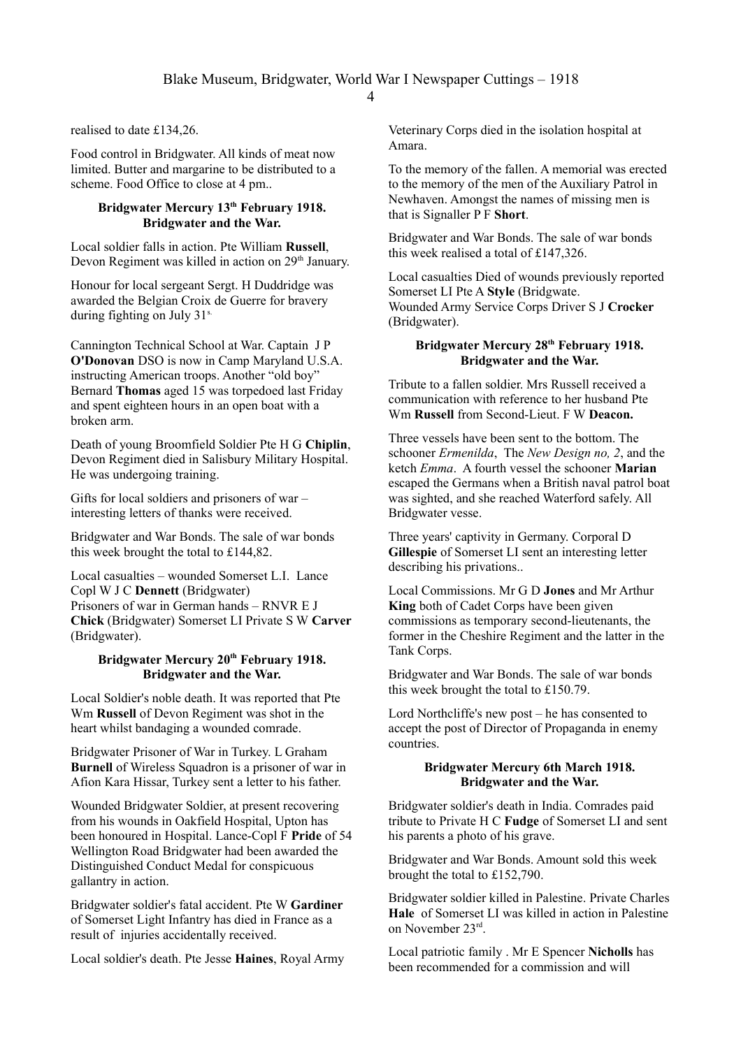realised to date £134,26.

Food control in Bridgwater. All kinds of meat now limited. Butter and margarine to be distributed to a scheme. Food Office to close at 4 pm..

**Bridgwater Mercury 13th February 1918. Bridgwater and the War.**

Local soldier falls in action. Pte William **Russell**, Devon Regiment was killed in action on 29th January.

Honour for local sergeant Sergt. H Duddridge was awarded the Belgian Croix de Guerre for bravery during fighting on July 31s.

Cannington Technical School at War. Captain J P **O'Donovan** DSO is now in Camp Maryland U.S.A. instructing American troops. Another "old boy" Bernard **Thomas** aged 15 was torpedoed last Friday and spent eighteen hours in an open boat with a broken arm.

Death of young Broomfield Soldier Pte H G **Chiplin**, Devon Regiment died in Salisbury Military Hospital. He was undergoing training.

Gifts for local soldiers and prisoners of war – interesting letters of thanks were received.

Bridgwater and War Bonds. The sale of war bonds this week brought the total to £144,82.

Local casualties – wounded Somerset L.I. Lance Copl W J C **Dennett** (Bridgwater)
Prisoners of war in German hands – RNVR E J **Chick** (Bridgwater) Somerset LI Private S W **Carver** (Bridgwater).

**Bridgwater Mercury 20th February 1918. Bridgwater and the War.**

Local Soldier's noble death. It was reported that Pte Wm **Russell** of Devon Regiment was shot in the heart whilst bandaging a wounded comrade.

Bridgwater Prisoner of War in Turkey. L Graham **Burnell** of Wireless Squadron is a prisoner of war in Afion Kara Hissar, Turkey sent a letter to his father.

Wounded Bridgwater Soldier, at present recovering from his wounds in Oakfield Hospital, Upton has been honoured in Hospital. Lance-Copl F **Pride** of 54 Wellington Road Bridgwater had been awarded the Distinguished Conduct Medal for conspicuous gallantry in action.

Bridgwater soldier's fatal accident. Pte W **Gardiner** of Somerset Light Infantry has died in France as a result of injuries accidentally received.

Local soldier's death. Pte Jesse **Haines**, Royal Army Veterinary Corps died in the isolation hospital at Amara.

To the memory of the fallen. A memorial was erected to the memory of the men of the Auxiliary Patrol in Newhaven. Amongst the names of missing men is that is Signaller P F **Short**.

Bridgwater and War Bonds. The sale of war bonds this week realised a total of £147,326.

Local casualties Died of wounds previously reported Somerset LI Pte A **Style** (Bridgwate.
Wounded Army Service Corps Driver S J **Crocker** (Bridgwater).

**Bridgwater Mercury 28th February 1918. Bridgwater and the War.**

Tribute to a fallen soldier. Mrs Russell received a communication with reference to her husband Pte Wm **Russell** from Second-Lieut. F W **Deacon.**

Three vessels have been sent to the bottom. The schooner *Ermenilda*, The *New Design no, 2*, and the ketch *Emma*. A fourth vessel the schooner **Marian** escaped the Germans when a British naval patrol boat was sighted, and she reached Waterford safely. All Bridgwater vesse.

Three years' captivity in Germany. Corporal D **Gillespie** of Somerset LI sent an interesting letter describing his privations..

Local Commissions. Mr G D **Jones** and Mr Arthur **King** both of Cadet Corps have been given commissions as temporary second-lieutenants, the former in the Cheshire Regiment and the latter in the Tank Corps.

Bridgwater and War Bonds. The sale of war bonds this week brought the total to £150.79.

Lord Northcliffe's new post – he has consented to accept the post of Director of Propaganda in enemy countries.

**Bridgwater Mercury 6th March 1918. Bridgwater and the War.**

Bridgwater soldier's death in India. Comrades paid tribute to Private H C **Fudge** of Somerset LI and sent his parents a photo of his grave.

Bridgwater and War Bonds. Amount sold this week brought the total to £152,790.

Bridgwater soldier killed in Palestine. Private Charles **Hale** of Somerset LI was killed in action in Palestine on November 23rd.

Local patriotic family . Mr E Spencer **Nicholls** has been recommended for a commission and will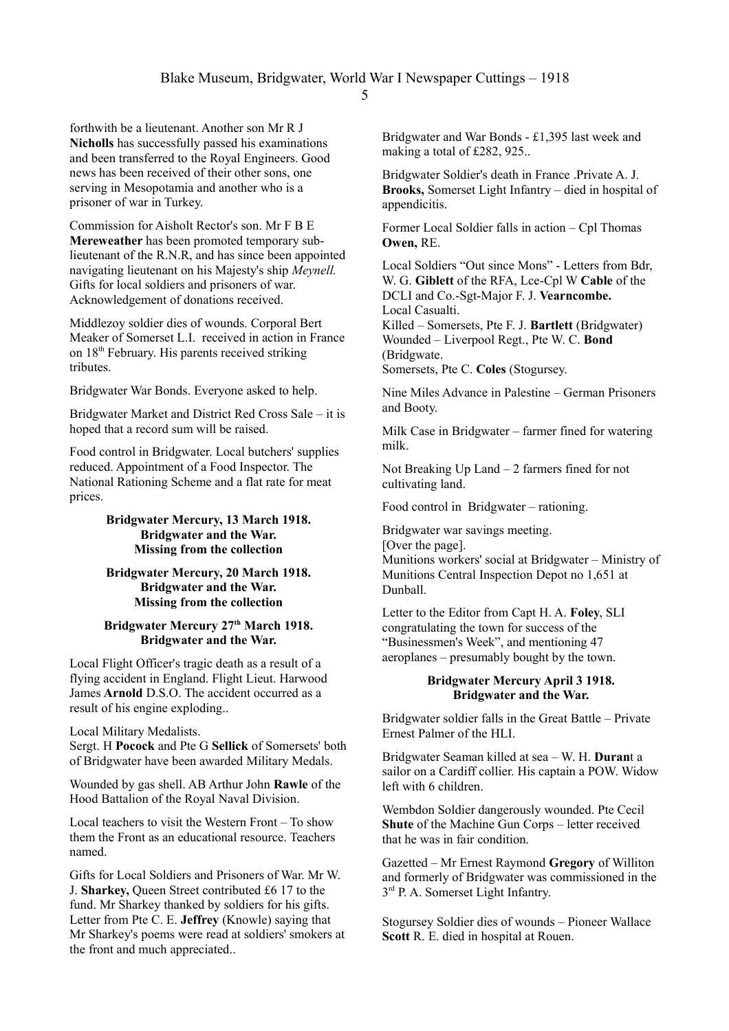forthwith be a lieutenant. Another son Mr R J **Nicholls** has successfully passed his examinations and been transferred to the Royal Engineers. Good news has been received of their other sons, one serving in Mesopotamia and another who is a prisoner of war in Turkey.

Commission for Aisholt Rector's son. Mr F B E **Mereweather** has been promoted temporary sub-lieutenant of the R.N.R, and has since been appointed navigating lieutenant on his Majesty's ship *Meynell.* Gifts for local soldiers and prisoners of war. Acknowledgement of donations received.

Middlezoy soldier dies of wounds. Corporal Bert Meaker of Somerset L.I. received in action in France on 18th February. His parents received striking tributes.

Bridgwater War Bonds. Everyone asked to help.

Bridgwater Market and District Red Cross Sale – it is hoped that a record sum will be raised.

Food control in Bridgwater. Local butchers' supplies reduced. Appointment of a Food Inspector. The National Rationing Scheme and a flat rate for meat prices.

**Bridgwater Mercury, 13 March 1918.**
**Bridgwater and the War.**
**Missing from the collection**

**Bridgwater Mercury, 20 March 1918.**
**Bridgwater and the War.**
**Missing from the collection**

**Bridgwater Mercury 27th March 1918.**
**Bridgwater and the War.**

Local Flight Officer's tragic death as a result of a flying accident in England. Flight Lieut. Harwood James **Arnold** D.S.O. The accident occurred as a result of his engine exploding..

Local Military Medalists.
Sergt. H **Pocock** and Pte G **Sellick** of Somersets' both of Bridgwater have been awarded Military Medals.

Wounded by gas shell. AB Arthur John **Rawle** of the Hood Battalion of the Royal Naval Division.

Local teachers to visit the Western Front – To show them the Front as an educational resource. Teachers named.

Gifts for Local Soldiers and Prisoners of War. Mr W. J. **Sharkey,** Queen Street contributed £6 17 to the fund. Mr Sharkey thanked by soldiers for his gifts. Letter from Pte C. E. **Jeffrey** (Knowle) saying that Mr Sharkey's poems were read at soldiers' smokers at the front and much appreciated..

Bridgwater and War Bonds - £1,395 last week and making a total of £282, 925..

Bridgwater Soldier's death in France .Private A. J. **Brooks,** Somerset Light Infantry – died in hospital of appendicitis.

Former Local Soldier falls in action – Cpl Thomas **Owen,** RE.

Local Soldiers "Out since Mons" - Letters from Bdr, W. G. **Giblett** of the RFA, Lce-Cpl W **Cable** of the DCLI and Co.-Sgt-Major F. J. **Vearncombe.**
Local Casualti.
Killed – Somersets, Pte F. J. **Bartlett** (Bridgwater)
Wounded – Liverpool Regt., Pte W. C. **Bond** (Bridgwate.
Somersets, Pte C. **Coles** (Stogursey.

Nine Miles Advance in Palestine – German Prisoners and Booty.

Milk Case in Bridgwater – farmer fined for watering milk.

Not Breaking Up Land – 2 farmers fined for not cultivating land.

Food control in Bridgwater – rationing.

Bridgwater war savings meeting.
[Over the page].
Munitions workers' social at Bridgwater – Ministry of Munitions Central Inspection Depot no 1,651 at Dunball.

Letter to the Editor from Capt H. A. **Foley**, SLI congratulating the town for success of the "Businessmen's Week", and mentioning 47 aeroplanes – presumably bought by the town.

**Bridgwater Mercury April 3 1918.**
**Bridgwater and the War.**

Bridgwater soldier falls in the Great Battle – Private Ernest Palmer of the HLI.

Bridgwater Seaman killed at sea – W. H. **Durant** a sailor on a Cardiff collier. His captain a POW. Widow left with 6 children.

Wembdon Soldier dangerously wounded. Pte Cecil **Shute** of the Machine Gun Corps – letter received that he was in fair condition.

Gazetted – Mr Ernest Raymond **Gregory** of Williton and formerly of Bridgwater was commissioned in the 3rd P. A. Somerset Light Infantry.

Stogursey Soldier dies of wounds – Pioneer Wallace **Scott** R. E. died in hospital at Rouen.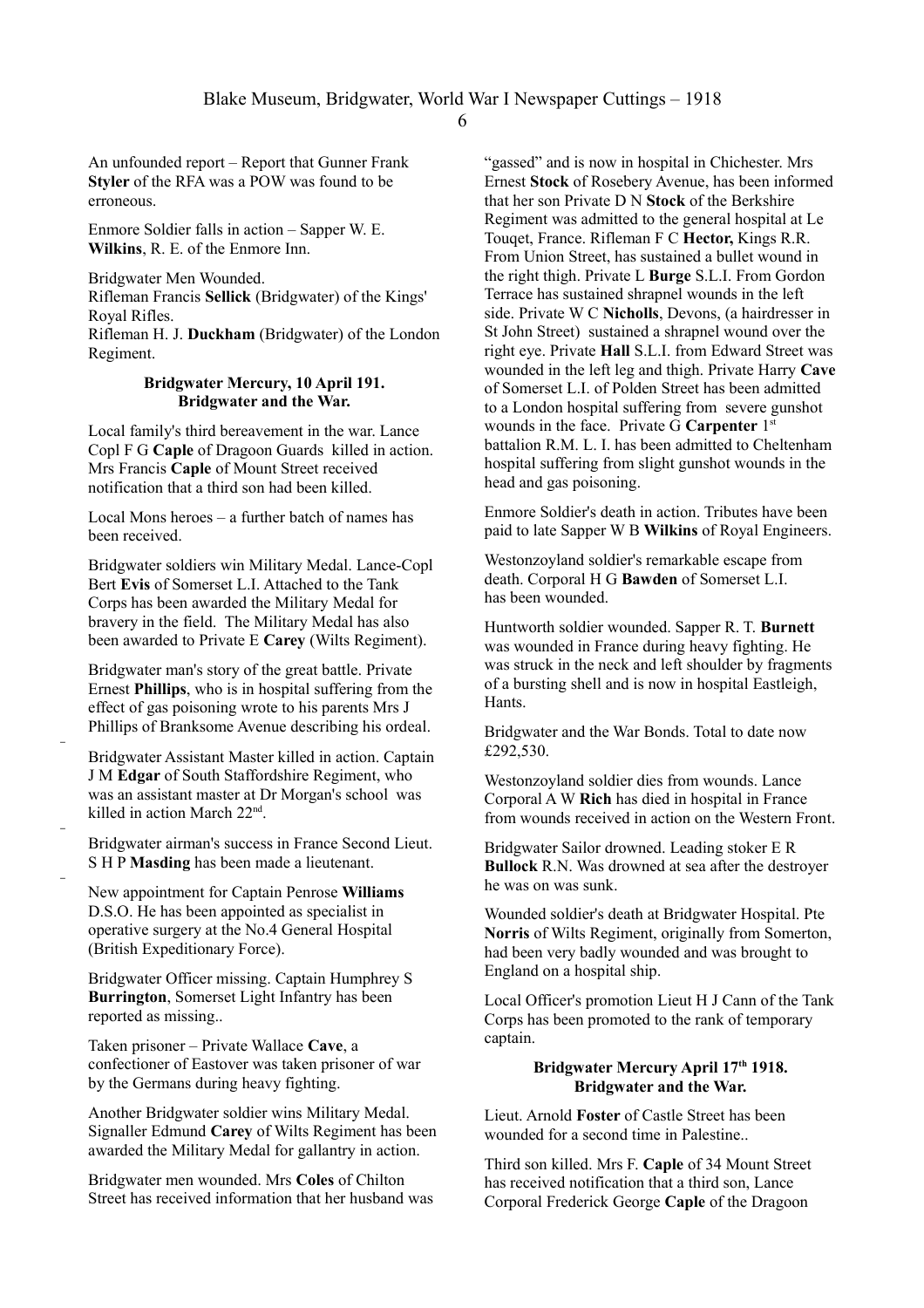An unfounded report – Report that Gunner Frank **Styler** of the RFA was a POW was found to be erroneous.

Enmore Soldier falls in action – Sapper W. E. **Wilkins**, R. E. of the Enmore Inn.

Bridgwater Men Wounded.
Rifleman Francis **Sellick** (Bridgwater) of the Kings' Royal Rifles.
Rifleman H. J. **Duckham** (Bridgwater) of the London Regiment.

**Bridgwater Mercury, 10 April 191.**
**Bridgwater and the War.**

Local family's third bereavement in the war. Lance Copl F G **Caple** of Dragoon Guards killed in action. Mrs Francis **Caple** of Mount Street received notification that a third son had been killed.

Local Mons heroes – a further batch of names has been received.

Bridgwater soldiers win Military Medal. Lance-Copl Bert **Evis** of Somerset L.I. Attached to the Tank Corps has been awarded the Military Medal for bravery in the field. The Military Medal has also been awarded to Private E **Carey** (Wilts Regiment).

Bridgwater man's story of the great battle. Private Ernest **Phillips**, who is in hospital suffering from the effect of gas poisoning wrote to his parents Mrs J Phillips of Branksome Avenue describing his ordeal.

Bridgwater Assistant Master killed in action. Captain J M **Edgar** of South Staffordshire Regiment, who was an assistant master at Dr Morgan's school was killed in action March 22nd.

Bridgwater airman's success in France Second Lieut. S H P **Masding** has been made a lieutenant.

New appointment for Captain Penrose **Williams** D.S.O. He has been appointed as specialist in operative surgery at the No.4 General Hospital (British Expeditionary Force).

Bridgwater Officer missing. Captain Humphrey S **Burrington**, Somerset Light Infantry has been reported as missing..

Taken prisoner – Private Wallace **Cave**, a confectioner of Eastover was taken prisoner of war by the Germans during heavy fighting.

Another Bridgwater soldier wins Military Medal. Signaller Edmund **Carey** of Wilts Regiment has been awarded the Military Medal for gallantry in action.

Bridgwater men wounded. Mrs **Coles** of Chilton Street has received information that her husband was "gassed" and is now in hospital in Chichester. Mrs Ernest **Stock** of Rosebery Avenue, has been informed that her son Private D N **Stock** of the Berkshire Regiment was admitted to the general hospital at Le Touqet, France. Rifleman F C **Hector,** Kings R.R. From Union Street, has sustained a bullet wound in the right thigh. Private L **Burge** S.L.I. From Gordon Terrace has sustained shrapnel wounds in the left side. Private W C **Nicholls**, Devons, (a hairdresser in St John Street) sustained a shrapnel wound over the right eye. Private **Hall** S.L.I. from Edward Street was wounded in the left leg and thigh. Private Harry **Cave** of Somerset L.I. of Polden Street has been admitted to a London hospital suffering from severe gunshot wounds in the face. Private G **Carpenter** 1st battalion R.M. L. I. has been admitted to Cheltenham hospital suffering from slight gunshot wounds in the head and gas poisoning.

Enmore Soldier's death in action. Tributes have been paid to late Sapper W B **Wilkins** of Royal Engineers.

Westonzoyland soldier's remarkable escape from death. Corporal H G **Bawden** of Somerset L.I. has been wounded.

Huntworth soldier wounded. Sapper R. T. **Burnett** was wounded in France during heavy fighting. He was struck in the neck and left shoulder by fragments of a bursting shell and is now in hospital Eastleigh, Hants.

Bridgwater and the War Bonds. Total to date now £292,530.

Westonzoyland soldier dies from wounds. Lance Corporal A W **Rich** has died in hospital in France from wounds received in action on the Western Front.

Bridgwater Sailor drowned. Leading stoker E R **Bullock** R.N. Was drowned at sea after the destroyer he was on was sunk.

Wounded soldier's death at Bridgwater Hospital. Pte **Norris** of Wilts Regiment, originally from Somerton, had been very badly wounded and was brought to England on a hospital ship.

Local Officer's promotion Lieut H J Cann of the Tank Corps has been promoted to the rank of temporary captain.

**Bridgwater Mercury April 17th 1918.**
**Bridgwater and the War.**

Lieut. Arnold **Foster** of Castle Street has been wounded for a second time in Palestine..

Third son killed. Mrs F. **Caple** of 34 Mount Street has received notification that a third son, Lance Corporal Frederick George **Caple** of the Dragoon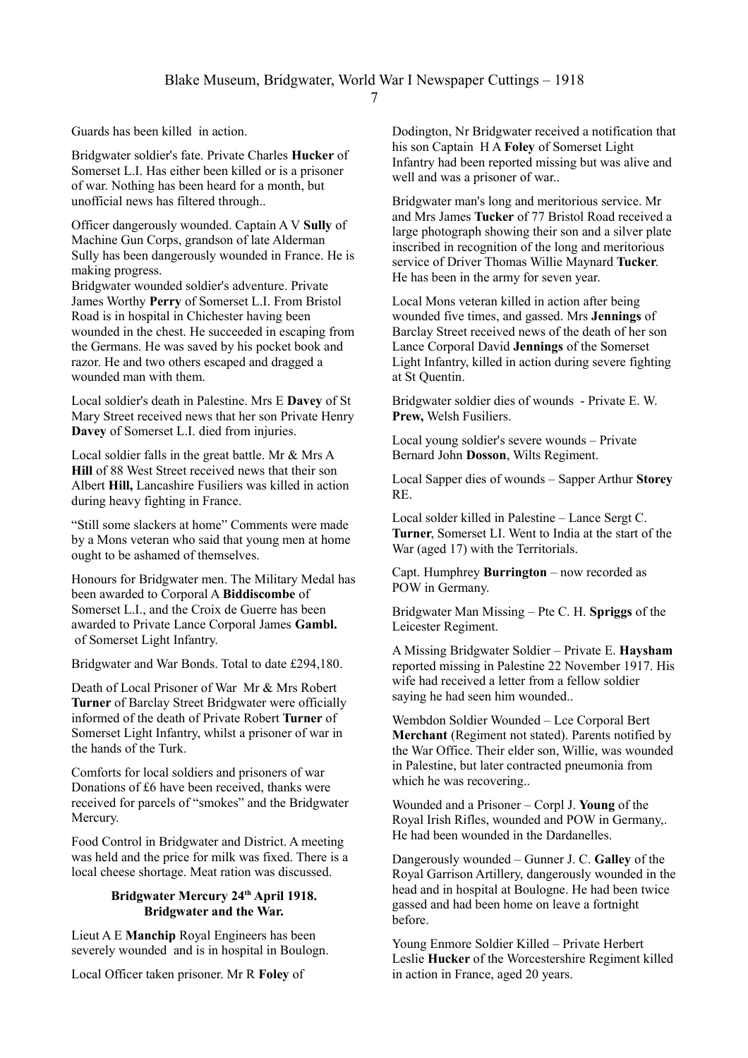Guards has been killed in action.

Bridgwater soldier's fate. Private Charles **Hucker** of Somerset L.I. Has either been killed or is a prisoner of war. Nothing has been heard for a month, but unofficial news has filtered through..

Officer dangerously wounded. Captain A V **Sully** of Machine Gun Corps, grandson of late Alderman Sully has been dangerously wounded in France. He is making progress.

Bridgwater wounded soldier's adventure. Private James Worthy **Perry** of Somerset L.I. From Bristol Road is in hospital in Chichester having been wounded in the chest. He succeeded in escaping from the Germans. He was saved by his pocket book and razor. He and two others escaped and dragged a wounded man with them.

Local soldier's death in Palestine. Mrs E **Davey** of St Mary Street received news that her son Private Henry **Davey** of Somerset L.I. died from injuries.

Local soldier falls in the great battle. Mr & Mrs A **Hill** of 88 West Street received news that their son Albert **Hill,** Lancashire Fusiliers was killed in action during heavy fighting in France.

"Still some slackers at home" Comments were made by a Mons veteran who said that young men at home ought to be ashamed of themselves.

Honours for Bridgwater men. The Military Medal has been awarded to Corporal A **Biddiscombe** of Somerset L.I., and the Croix de Guerre has been awarded to Private Lance Corporal James **Gambl.** of Somerset Light Infantry.

Bridgwater and War Bonds. Total to date £294,180.

Death of Local Prisoner of War Mr & Mrs Robert **Turner** of Barclay Street Bridgwater were officially informed of the death of Private Robert **Turner** of Somerset Light Infantry, whilst a prisoner of war in the hands of the Turk.

Comforts for local soldiers and prisoners of war Donations of £6 have been received, thanks were received for parcels of "smokes" and the Bridgwater Mercury.

Food Control in Bridgwater and District. A meeting was held and the price for milk was fixed. There is a local cheese shortage. Meat ration was discussed.

**Bridgwater Mercury 24th April 1918.**
**Bridgwater and the War.**

Lieut A E **Manchip** Royal Engineers has been severely wounded and is in hospital in Boulogn.

Local Officer taken prisoner. Mr R **Foley** of Dodington, Nr Bridgwater received a notification that his son Captain H A **Foley** of Somerset Light Infantry had been reported missing but was alive and well and was a prisoner of war..

Bridgwater man's long and meritorious service. Mr and Mrs James **Tucker** of 77 Bristol Road received a large photograph showing their son and a silver plate inscribed in recognition of the long and meritorious service of Driver Thomas Willie Maynard **Tucker**. He has been in the army for seven year.

Local Mons veteran killed in action after being wounded five times, and gassed. Mrs **Jennings** of Barclay Street received news of the death of her son Lance Corporal David **Jennings** of the Somerset Light Infantry, killed in action during severe fighting at St Quentin.

Bridgwater soldier dies of wounds - Private E. W. **Prew,** Welsh Fusiliers.

Local young soldier's severe wounds – Private Bernard John **Dosson**, Wilts Regiment.

Local Sapper dies of wounds – Sapper Arthur **Storey** RE.

Local solder killed in Palestine – Lance Sergt C. **Turner**, Somerset LI. Went to India at the start of the War (aged 17) with the Territorials.

Capt. Humphrey **Burrington** – now recorded as POW in Germany.

Bridgwater Man Missing – Pte C. H. **Spriggs** of the Leicester Regiment.

A Missing Bridgwater Soldier – Private E. **Haysham** reported missing in Palestine 22 November 1917. His wife had received a letter from a fellow soldier saying he had seen him wounded..

Wembdon Soldier Wounded – Lce Corporal Bert **Merchant** (Regiment not stated). Parents notified by the War Office. Their elder son, Willie, was wounded in Palestine, but later contracted pneumonia from which he was recovering..

Wounded and a Prisoner – Corpl J. **Young** of the Royal Irish Rifles, wounded and POW in Germany,. He had been wounded in the Dardanelles.

Dangerously wounded – Gunner J. C. **Galley** of the Royal Garrison Artillery, dangerously wounded in the head and in hospital at Boulogne. He had been twice gassed and had been home on leave a fortnight before.

Young Enmore Soldier Killed – Private Herbert Leslie **Hucker** of the Worcestershire Regiment killed in action in France, aged 20 years.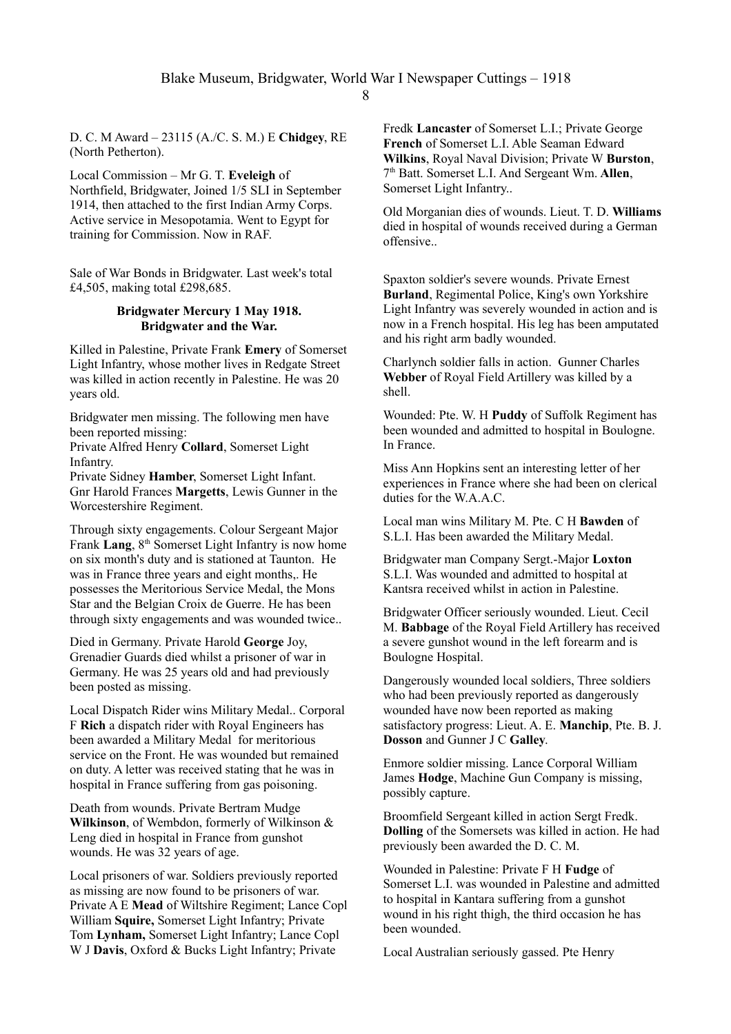D. C. M Award – 23115 (A./C. S. M.) E **Chidgey**, RE (North Petherton).

Local Commission – Mr G. T. **Eveleigh** of Northfield, Bridgwater, Joined 1/5 SLI in September 1914, then attached to the first Indian Army Corps. Active service in Mesopotamia. Went to Egypt for training for Commission. Now in RAF.

Sale of War Bonds in Bridgwater. Last week's total £4,505, making total £298,685.

**Bridgwater Mercury 1 May 1918.**
**Bridgwater and the War.**

Killed in Palestine, Private Frank **Emery** of Somerset Light Infantry, whose mother lives in Redgate Street was killed in action recently in Palestine. He was 20 years old.

Bridgwater men missing. The following men have been reported missing:
Private Alfred Henry **Collard**, Somerset Light Infantry.
Private Sidney **Hamber**, Somerset Light Infant.
Gnr Harold Frances **Margetts**, Lewis Gunner in the Worcestershire Regiment.

Through sixty engagements. Colour Sergeant Major Frank **Lang**, 8th Somerset Light Infantry is now home on six month's duty and is stationed at Taunton. He was in France three years and eight months,. He possesses the Meritorious Service Medal, the Mons Star and the Belgian Croix de Guerre. He has been through sixty engagements and was wounded twice..

Died in Germany. Private Harold **George** Joy, Grenadier Guards died whilst a prisoner of war in Germany. He was 25 years old and had previously been posted as missing.

Local Dispatch Rider wins Military Medal.. Corporal F **Rich** a dispatch rider with Royal Engineers has been awarded a Military Medal for meritorious service on the Front. He was wounded but remained on duty. A letter was received stating that he was in hospital in France suffering from gas poisoning.

Death from wounds. Private Bertram Mudge **Wilkinson**, of Wembdon, formerly of Wilkinson & Leng died in hospital in France from gunshot wounds. He was 32 years of age.

Local prisoners of war. Soldiers previously reported as missing are now found to be prisoners of war. Private A E **Mead** of Wiltshire Regiment; Lance Copl William **Squire,** Somerset Light Infantry; Private Tom **Lynham,** Somerset Light Infantry; Lance Copl W J **Davis**, Oxford & Bucks Light Infantry; Private Fredk **Lancaster** of Somerset L.I.; Private George **French** of Somerset L.I. Able Seaman Edward **Wilkins**, Royal Naval Division; Private W **Burston**, 7th Batt. Somerset L.I. And Sergeant Wm. **Allen**, Somerset Light Infantry..

Old Morganian dies of wounds. Lieut. T. D. **Williams** died in hospital of wounds received during a German offensive..

Spaxton soldier's severe wounds. Private Ernest **Burland**, Regimental Police, King's own Yorkshire Light Infantry was severely wounded in action and is now in a French hospital. His leg has been amputated and his right arm badly wounded.

Charlynch soldier falls in action. Gunner Charles **Webber** of Royal Field Artillery was killed by a shell.

Wounded: Pte. W. H **Puddy** of Suffolk Regiment has been wounded and admitted to hospital in Boulogne. In France.

Miss Ann Hopkins sent an interesting letter of her experiences in France where she had been on clerical duties for the W.A.A.C.

Local man wins Military M. Pte. C H **Bawden** of S.L.I. Has been awarded the Military Medal.

Bridgwater man Company Sergt.-Major **Loxton** S.L.I. Was wounded and admitted to hospital at Kantsra received whilst in action in Palestine.

Bridgwater Officer seriously wounded. Lieut. Cecil M. **Babbage** of the Royal Field Artillery has received a severe gunshot wound in the left forearm and is Boulogne Hospital.

Dangerously wounded local soldiers, Three soldiers who had been previously reported as dangerously wounded have now been reported as making satisfactory progress: Lieut. A. E. **Manchip**, Pte. B. J. **Dosson** and Gunner J C **Galley**.

Enmore soldier missing. Lance Corporal William James **Hodge**, Machine Gun Company is missing, possibly capture.

Broomfield Sergeant killed in action Sergt Fredk. **Dolling** of the Somersets was killed in action. He had previously been awarded the D. C. M.

Wounded in Palestine: Private F H **Fudge** of Somerset L.I. was wounded in Palestine and admitted to hospital in Kantara suffering from a gunshot wound in his right thigh, the third occasion he has been wounded.

Local Australian seriously gassed. Pte Henry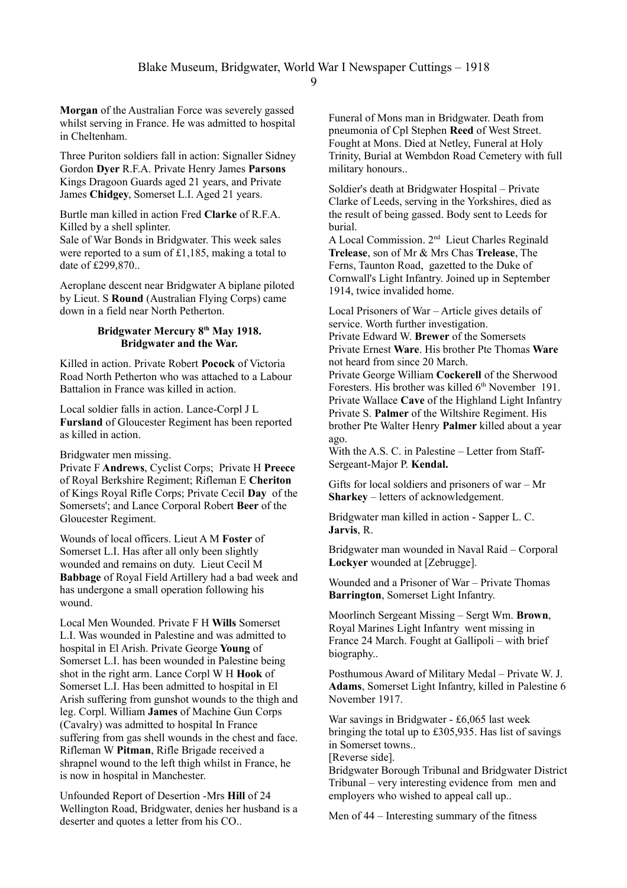**Morgan** of the Australian Force was severely gassed whilst serving in France. He was admitted to hospital in Cheltenham.

Three Puriton soldiers fall in action: Signaller Sidney Gordon **Dyer** R.F.A. Private Henry James **Parsons** Kings Dragoon Guards aged 21 years, and Private James **Chidgey**, Somerset L.I. Aged 21 years.

Burtle man killed in action Fred **Clarke** of R.F.A. Killed by a shell splinter.
Sale of War Bonds in Bridgwater. This week sales were reported to a sum of £1,185, making a total to date of £299,870..

Aeroplane descent near Bridgwater A biplane piloted by Lieut. S **Round** (Australian Flying Corps) came down in a field near North Petherton.

**Bridgwater Mercury 8th May 1918.**
**Bridgwater and the War.**

Killed in action. Private Robert **Pocock** of Victoria Road North Petherton who was attached to a Labour Battalion in France was killed in action.

Local soldier falls in action. Lance-Corpl J L **Fursland** of Gloucester Regiment has been reported as killed in action.

Bridgwater men missing.
Private F **Andrews**, Cyclist Corps; Private H **Preece** of Royal Berkshire Regiment; Rifleman E **Cheriton** of Kings Royal Rifle Corps; Private Cecil **Day** of the Somersets'; and Lance Corporal Robert **Beer** of the Gloucester Regiment.

Wounds of local officers. Lieut A M **Foster** of Somerset L.I. Has after all only been slightly wounded and remains on duty. Lieut Cecil M **Babbage** of Royal Field Artillery had a bad week and has undergone a small operation following his wound.

Local Men Wounded. Private F H **Wills** Somerset L.I. Was wounded in Palestine and was admitted to hospital in El Arish. Private George **Young** of Somerset L.I. has been wounded in Palestine being shot in the right arm. Lance Corpl W H **Hook** of Somerset L.I. Has been admitted to hospital in El Arish suffering from gunshot wounds to the thigh and leg. Corpl. William **James** of Machine Gun Corps (Cavalry) was admitted to hospital In France suffering from gas shell wounds in the chest and face. Rifleman W **Pitman**, Rifle Brigade received a shrapnel wound to the left thigh whilst in France, he is now in hospital in Manchester.

Unfounded Report of Desertion -Mrs **Hill** of 24 Wellington Road, Bridgwater, denies her husband is a deserter and quotes a letter from his CO..

Funeral of Mons man in Bridgwater. Death from pneumonia of Cpl Stephen **Reed** of West Street. Fought at Mons. Died at Netley, Funeral at Holy Trinity, Burial at Wembdon Road Cemetery with full military honours..

Soldier's death at Bridgwater Hospital – Private Clarke of Leeds, serving in the Yorkshires, died as the result of being gassed. Body sent to Leeds for burial.
A Local Commission. 2nd Lieut Charles Reginald **Trelease**, son of Mr & Mrs Chas **Trelease**, The Ferns, Taunton Road, gazetted to the Duke of Cornwall's Light Infantry. Joined up in September 1914, twice invalided home.

Local Prisoners of War – Article gives details of service. Worth further investigation.
Private Edward W. **Brewer** of the Somersets
Private Ernest **Ware**. His brother Pte Thomas **Ware** not heard from since 20 March.
Private George William **Cockerell** of the Sherwood Foresters. His brother was killed 6th November 191.
Private Wallace **Cave** of the Highland Light Infantry
Private S. **Palmer** of the Wiltshire Regiment. His brother Pte Walter Henry **Palmer** killed about a year ago.
With the A.S. C. in Palestine – Letter from Staff-Sergeant-Major P. **Kendal.**

Gifts for local soldiers and prisoners of war – Mr **Sharkey** – letters of acknowledgement.

Bridgwater man killed in action - Sapper L. C. **Jarvis**, R.

Bridgwater man wounded in Naval Raid – Corporal **Lockyer** wounded at [Zebrugge].

Wounded and a Prisoner of War – Private Thomas **Barrington**, Somerset Light Infantry.

Moorlinch Sergeant Missing – Sergt Wm. **Brown**, Royal Marines Light Infantry went missing in France 24 March. Fought at Gallipoli – with brief biography..

Posthumous Award of Military Medal – Private W. J. **Adams**, Somerset Light Infantry, killed in Palestine 6 November 1917.

War savings in Bridgwater - £6,065 last week bringing the total up to £305,935. Has list of savings in Somerset towns..
[Reverse side].
Bridgwater Borough Tribunal and Bridgwater District Tribunal – very interesting evidence from men and employers who wished to appeal call up..

Men of 44 – Interesting summary of the fitness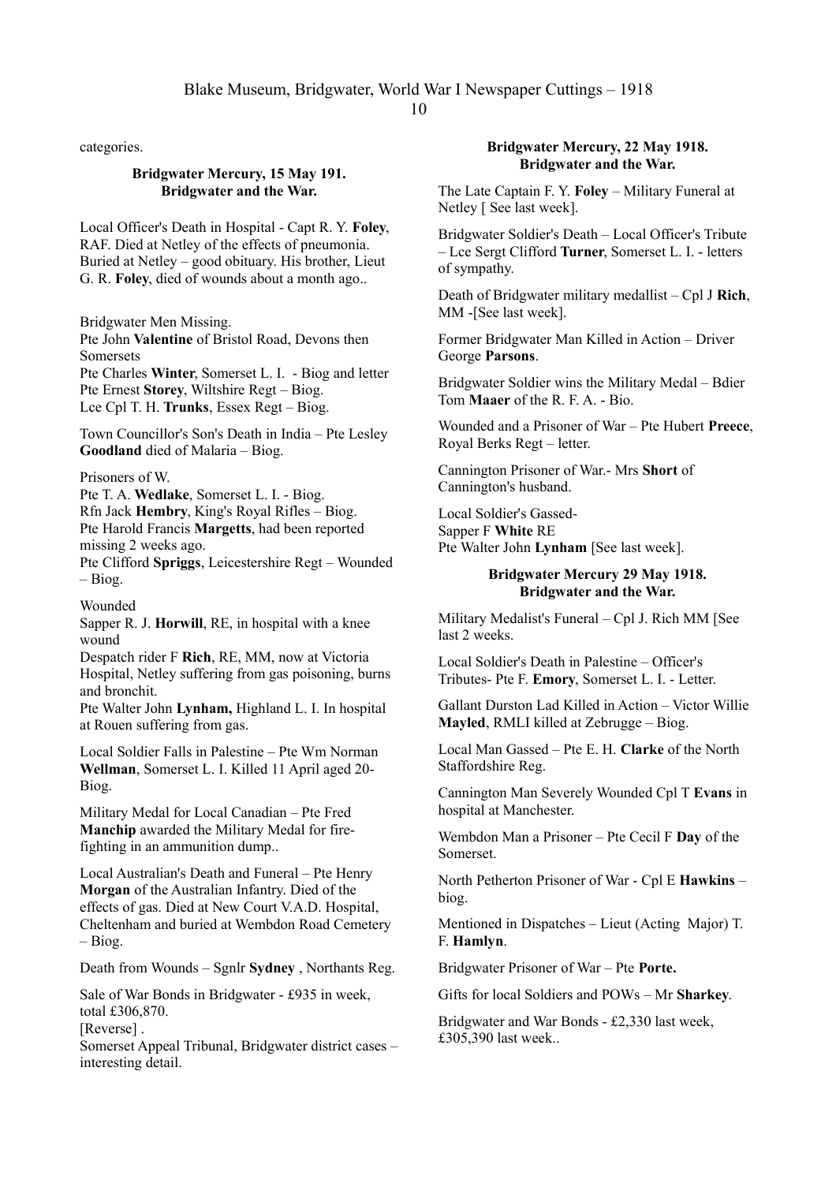categories.

**Bridgwater Mercury, 15 May 191.**
**Bridgwater and the War.**

Local Officer's Death in Hospital - Capt R. Y. **Foley**, RAF. Died at Netley of the effects of pneumonia. Buried at Netley – good obituary. His brother, Lieut G. R. **Foley**, died of wounds about a month ago..

Bridgwater Men Missing.
Pte John **Valentine** of Bristol Road, Devons then Somersets
Pte Charles **Winter**, Somerset L. I. - Biog and letter
Pte Ernest **Storey**, Wiltshire Regt – Biog.
Lce Cpl T. H. **Trunks**, Essex Regt – Biog.

Town Councillor's Son's Death in India – Pte Lesley **Goodland** died of Malaria – Biog.

Prisoners of W.
Pte T. A. **Wedlake**, Somerset L. I. - Biog.
Rfn Jack **Hembry**, King's Royal Rifles – Biog.
Pte Harold Francis **Margetts**, had been reported missing 2 weeks ago.
Pte Clifford **Spriggs**, Leicestershire Regt – Wounded – Biog.

Wounded
Sapper R. J. **Horwill**, RE, in hospital with a knee wound
Despatch rider F **Rich**, RE, MM, now at Victoria Hospital, Netley suffering from gas poisoning, burns and bronchit.
Pte Walter John **Lynham,** Highland L. I. In hospital at Rouen suffering from gas.

Local Soldier Falls in Palestine – Pte Wm Norman **Wellman**, Somerset L. I. Killed 11 April aged 20- Biog.

Military Medal for Local Canadian – Pte Fred **Manchip** awarded the Military Medal for fire-fighting in an ammunition dump..

Local Australian's Death and Funeral – Pte Henry **Morgan** of the Australian Infantry. Died of the effects of gas. Died at New Court V.A.D. Hospital, Cheltenham and buried at Wembdon Road Cemetery – Biog.

Death from Wounds – Sgnlr **Sydney** , Northants Reg.

Sale of War Bonds in Bridgwater - £935 in week, total £306,870.
[Reverse] .
Somerset Appeal Tribunal, Bridgwater district cases – interesting detail.

**Bridgwater Mercury, 22 May 1918.**
**Bridgwater and the War.**

The Late Captain F. Y. **Foley** – Military Funeral at Netley [ See last week].

Bridgwater Soldier's Death – Local Officer's Tribute – Lce Sergt Clifford **Turner**, Somerset L. I. - letters of sympathy.

Death of Bridgwater military medallist – Cpl J **Rich**, MM -[See last week].

Former Bridgwater Man Killed in Action – Driver George **Parsons**.

Bridgwater Soldier wins the Military Medal – Bdier Tom **Maaer** of the R. F. A. - Bio.

Wounded and a Prisoner of War – Pte Hubert **Preece**, Royal Berks Regt – letter.

Cannington Prisoner of War.- Mrs **Short** of Cannington's husband.

Local Soldier's Gassed-
Sapper F **White** RE
Pte Walter John **Lynham** [See last week].

**Bridgwater Mercury 29 May 1918.**
**Bridgwater and the War.**

Military Medalist's Funeral – Cpl J. Rich MM [See last 2 weeks.

Local Soldier's Death in Palestine – Officer's Tributes- Pte F. **Emory**, Somerset L. I. - Letter.

Gallant Durston Lad Killed in Action – Victor Willie **Mayled**, RMLI killed at Zebrugge – Biog.

Local Man Gassed – Pte E. H. **Clarke** of the North Staffordshire Reg.

Cannington Man Severely Wounded Cpl T **Evans** in hospital at Manchester.

Wembdon Man a Prisoner – Pte Cecil F **Day** of the Somerset.

North Petherton Prisoner of War - Cpl E **Hawkins** – biog.

Mentioned in Dispatches – Lieut (Acting Major) T. F. **Hamlyn**.

Bridgwater Prisoner of War – Pte **Porte.**

Gifts for local Soldiers and POWs – Mr **Sharkey**.

Bridgwater and War Bonds - £2,330 last week, £305,390 last week..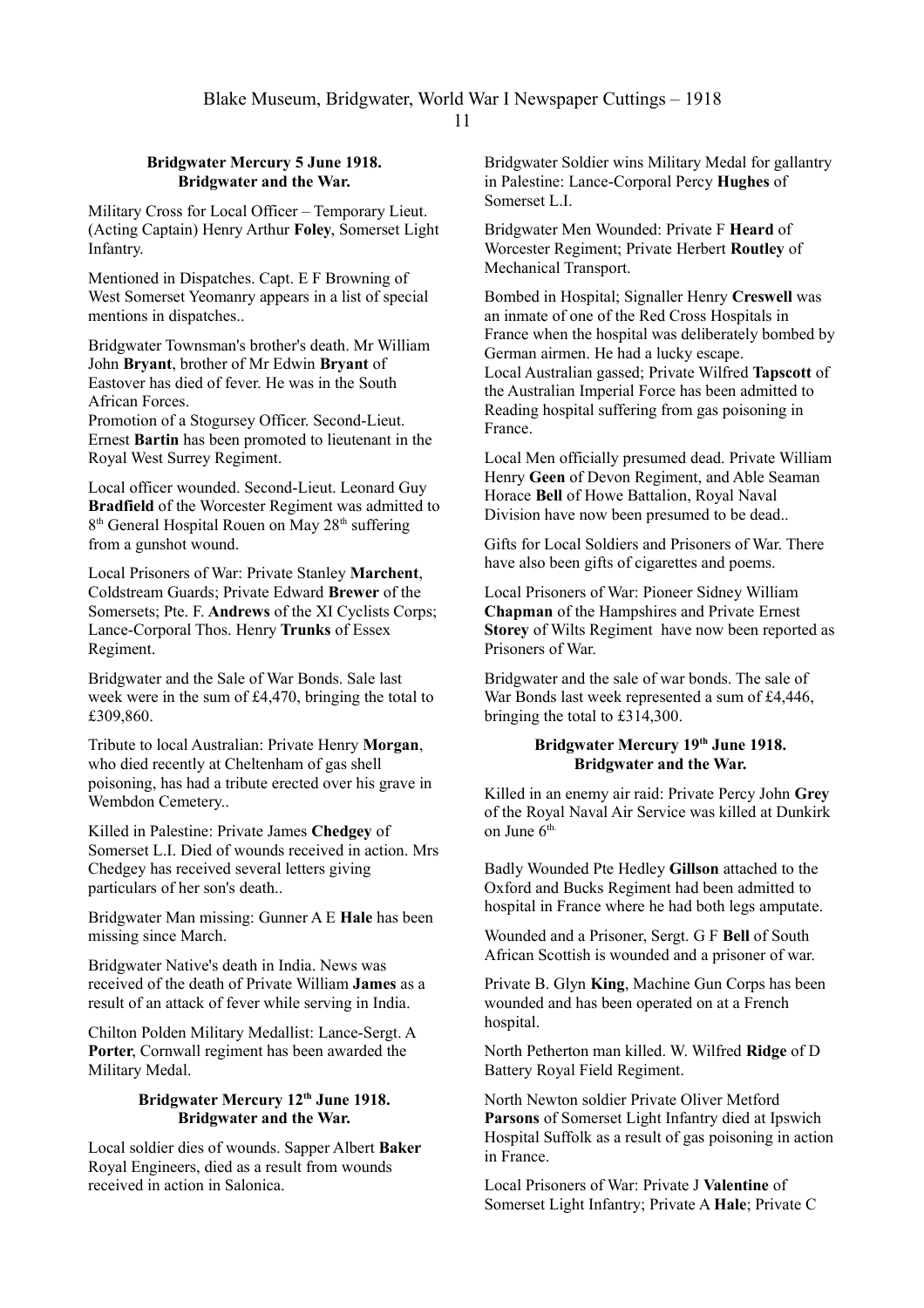**Bridgwater Mercury 5 June 1918.**
**Bridgwater and the War.**

Military Cross for Local Officer – Temporary Lieut. (Acting Captain) Henry Arthur **Foley**, Somerset Light Infantry.

Mentioned in Dispatches. Capt. E F Browning of West Somerset Yeomanry appears in a list of special mentions in dispatches..

Bridgwater Townsman's brother's death. Mr William John **Bryant**, brother of Mr Edwin **Bryant** of Eastover has died of fever. He was in the South African Forces.
Promotion of a Stogursey Officer. Second-Lieut. Ernest **Bartin** has been promoted to lieutenant in the Royal West Surrey Regiment.

Local officer wounded. Second-Lieut. Leonard Guy **Bradfield** of the Worcester Regiment was admitted to 8th General Hospital Rouen on May 28th suffering from a gunshot wound.

Local Prisoners of War: Private Stanley **Marchent**, Coldstream Guards; Private Edward **Brewer** of the Somersets; Pte. F. **Andrews** of the XI Cyclists Corps; Lance-Corporal Thos. Henry **Trunks** of Essex Regiment.

Bridgwater and the Sale of War Bonds. Sale last week were in the sum of £4,470, bringing the total to £309,860.

Tribute to local Australian: Private Henry **Morgan**, who died recently at Cheltenham of gas shell poisoning, has had a tribute erected over his grave in Wembdon Cemetery..

Killed in Palestine: Private James **Chedgey** of Somerset L.I. Died of wounds received in action. Mrs Chedgey has received several letters giving particulars of her son's death..

Bridgwater Man missing: Gunner A E **Hale** has been missing since March.

Bridgwater Native's death in India. News was received of the death of Private William **James** as a result of an attack of fever while serving in India.

Chilton Polden Military Medallist: Lance-Sergt. A **Porter**, Cornwall regiment has been awarded the Military Medal.

**Bridgwater Mercury 12th June 1918.**
**Bridgwater and the War.**

Local soldier dies of wounds. Sapper Albert **Baker** Royal Engineers, died as a result from wounds received in action in Salonica.

Bridgwater Soldier wins Military Medal for gallantry in Palestine: Lance-Corporal Percy **Hughes** of Somerset L.I.

Bridgwater Men Wounded: Private F **Heard** of Worcester Regiment; Private Herbert **Routley** of Mechanical Transport.

Bombed in Hospital; Signaller Henry **Creswell** was an inmate of one of the Red Cross Hospitals in France when the hospital was deliberately bombed by German airmen. He had a lucky escape.
Local Australian gassed; Private Wilfred **Tapscott** of the Australian Imperial Force has been admitted to Reading hospital suffering from gas poisoning in France.

Local Men officially presumed dead. Private William Henry **Geen** of Devon Regiment, and Able Seaman Horace **Bell** of Howe Battalion, Royal Naval Division have now been presumed to be dead..

Gifts for Local Soldiers and Prisoners of War. There have also been gifts of cigarettes and poems.

Local Prisoners of War: Pioneer Sidney William **Chapman** of the Hampshires and Private Ernest **Storey** of Wilts Regiment have now been reported as Prisoners of War.

Bridgwater and the sale of war bonds. The sale of War Bonds last week represented a sum of £4,446, bringing the total to £314,300.

**Bridgwater Mercury 19th June 1918.**
**Bridgwater and the War.**

Killed in an enemy air raid: Private Percy John **Grey** of the Royal Naval Air Service was killed at Dunkirk on June 6th.

Badly Wounded Pte Hedley **Gillson** attached to the Oxford and Bucks Regiment had been admitted to hospital in France where he had both legs amputate.

Wounded and a Prisoner, Sergt. G F **Bell** of South African Scottish is wounded and a prisoner of war.

Private B. Glyn **King**, Machine Gun Corps has been wounded and has been operated on at a French hospital.

North Petherton man killed. W. Wilfred **Ridge** of D Battery Royal Field Regiment.

North Newton soldier Private Oliver Metford **Parsons** of Somerset Light Infantry died at Ipswich Hospital Suffolk as a result of gas poisoning in action in France.

Local Prisoners of War: Private J **Valentine** of Somerset Light Infantry; Private A **Hale**; Private C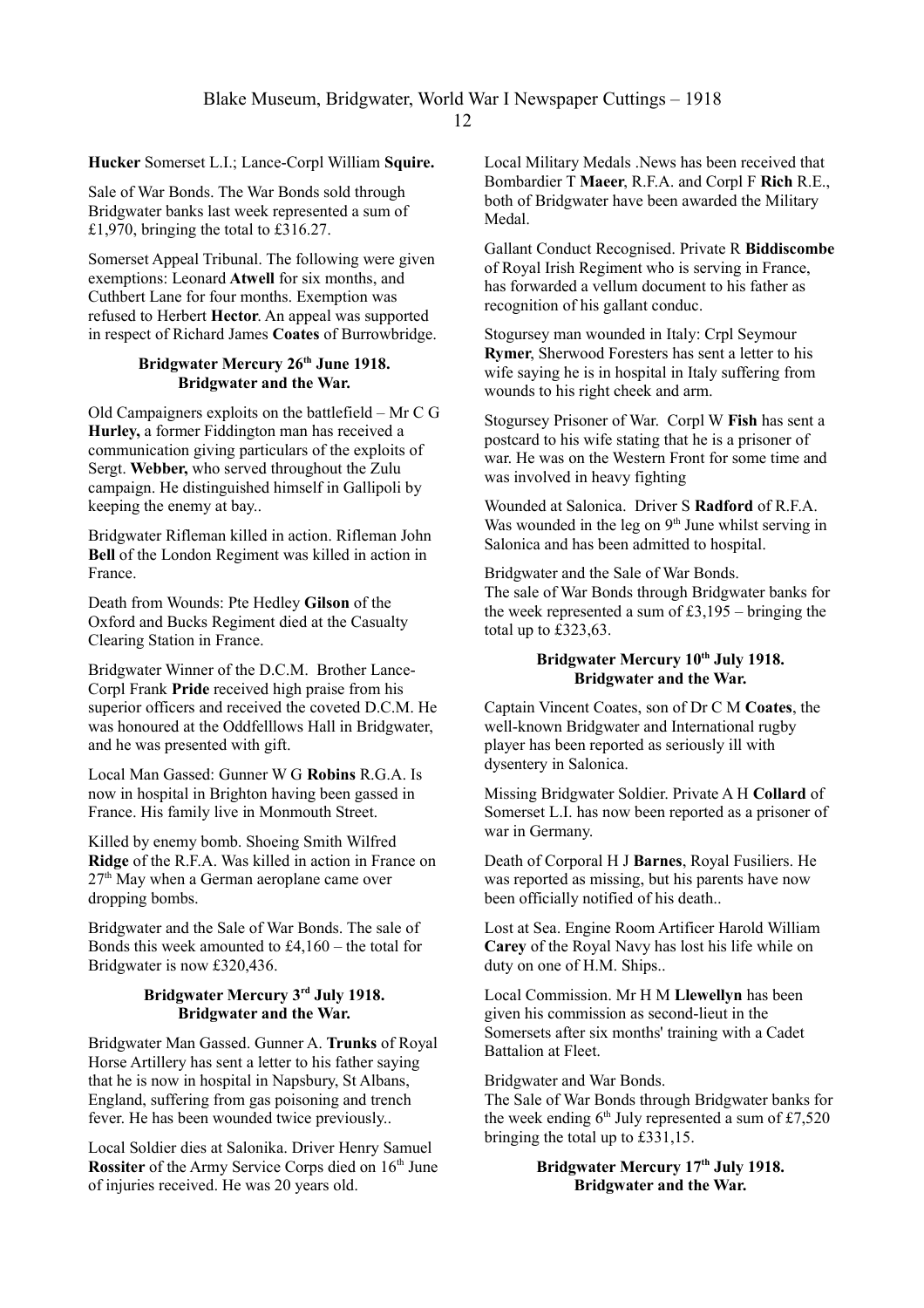**Hucker** Somerset L.I.; Lance-Corpl William **Squire.**

Sale of War Bonds. The War Bonds sold through Bridgwater banks last week represented a sum of £1,970, bringing the total to £316.27.

Somerset Appeal Tribunal. The following were given exemptions: Leonard **Atwell** for six months, and Cuthbert Lane for four months. Exemption was refused to Herbert **Hector**. An appeal was supported in respect of Richard James **Coates** of Burrowbridge.

**Bridgwater Mercury 26th June 1918.**
**Bridgwater and the War.**

Old Campaigners exploits on the battlefield – Mr C G **Hurley,** a former Fiddington man has received a communication giving particulars of the exploits of Sergt. **Webber,** who served throughout the Zulu campaign. He distinguished himself in Gallipoli by keeping the enemy at bay..

Bridgwater Rifleman killed in action. Rifleman John **Bell** of the London Regiment was killed in action in France.

Death from Wounds: Pte Hedley **Gilson** of the Oxford and Bucks Regiment died at the Casualty Clearing Station in France.

Bridgwater Winner of the D.C.M. Brother Lance-Corpl Frank **Pride** received high praise from his superior officers and received the coveted D.C.M. He was honoured at the Oddfelllows Hall in Bridgwater, and he was presented with gift.

Local Man Gassed: Gunner W G **Robins** R.G.A. Is now in hospital in Brighton having been gassed in France. His family live in Monmouth Street.

Killed by enemy bomb. Shoeing Smith Wilfred **Ridge** of the R.F.A. Was killed in action in France on 27th May when a German aeroplane came over dropping bombs.

Bridgwater and the Sale of War Bonds. The sale of Bonds this week amounted to £4,160 – the total for Bridgwater is now £320,436.

**Bridgwater Mercury 3rd July 1918.**
**Bridgwater and the War.**

Bridgwater Man Gassed. Gunner A. **Trunks** of Royal Horse Artillery has sent a letter to his father saying that he is now in hospital in Napsbury, St Albans, England, suffering from gas poisoning and trench fever. He has been wounded twice previously..

Local Soldier dies at Salonika. Driver Henry Samuel **Rossiter** of the Army Service Corps died on 16th June of injuries received. He was 20 years old.

Local Military Medals .News has been received that Bombardier T **Maeer**, R.F.A. and Corpl F **Rich** R.E., both of Bridgwater have been awarded the Military Medal.

Gallant Conduct Recognised. Private R **Biddiscombe** of Royal Irish Regiment who is serving in France, has forwarded a vellum document to his father as recognition of his gallant conduc.

Stogursey man wounded in Italy: Crpl Seymour **Rymer**, Sherwood Foresters has sent a letter to his wife saying he is in hospital in Italy suffering from wounds to his right cheek and arm.

Stogursey Prisoner of War. Corpl W **Fish** has sent a postcard to his wife stating that he is a prisoner of war. He was on the Western Front for some time and was involved in heavy fighting

Wounded at Salonica. Driver S **Radford** of R.F.A. Was wounded in the leg on 9th June whilst serving in Salonica and has been admitted to hospital.

Bridgwater and the Sale of War Bonds.
The sale of War Bonds through Bridgwater banks for the week represented a sum of £3,195 – bringing the total up to £323,63.

**Bridgwater Mercury 10th July 1918.**
**Bridgwater and the War.**

Captain Vincent Coates, son of Dr C M **Coates**, the well-known Bridgwater and International rugby player has been reported as seriously ill with dysentery in Salonica.

Missing Bridgwater Soldier. Private A H **Collard** of Somerset L.I. has now been reported as a prisoner of war in Germany.

Death of Corporal H J **Barnes**, Royal Fusiliers. He was reported as missing, but his parents have now been officially notified of his death..

Lost at Sea. Engine Room Artificer Harold William **Carey** of the Royal Navy has lost his life while on duty on one of H.M. Ships..

Local Commission. Mr H M **Llewellyn** has been given his commission as second-lieut in the Somersets after six months' training with a Cadet Battalion at Fleet.

Bridgwater and War Bonds.
The Sale of War Bonds through Bridgwater banks for the week ending 6th July represented a sum of £7,520 bringing the total up to £331,15.

**Bridgwater Mercury 17th July 1918.**
**Bridgwater and the War.**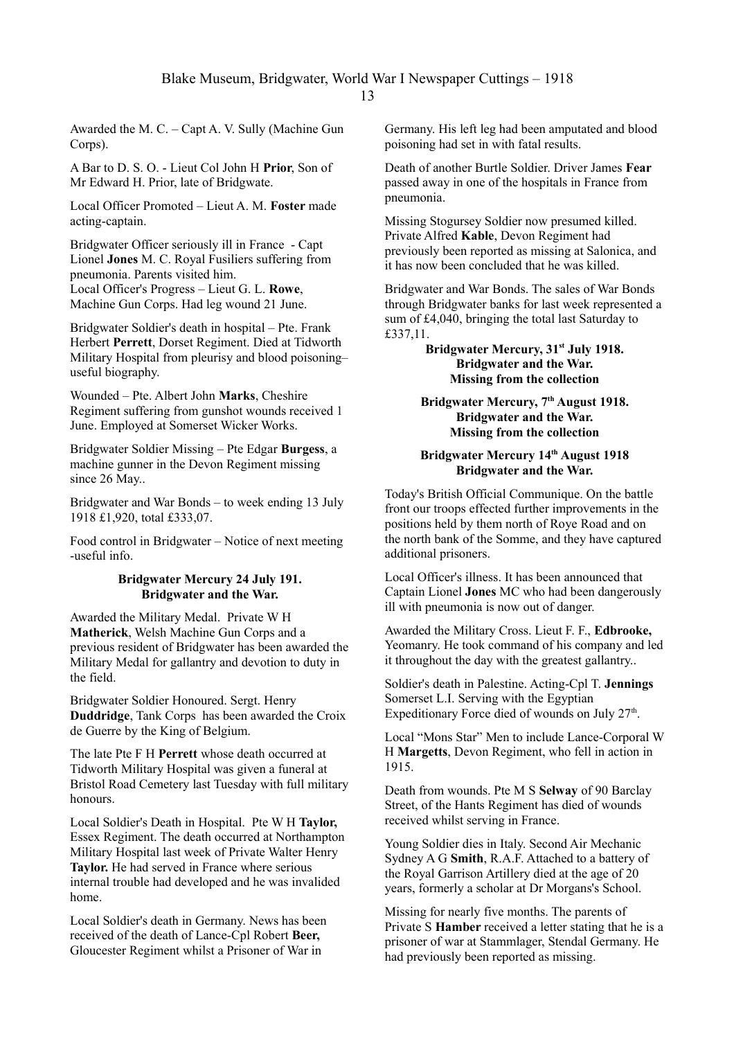Awarded the M. C. – Capt A. V. Sully (Machine Gun Corps).

A Bar to D. S. O. - Lieut Col John H **Prior**, Son of Mr Edward H. Prior, late of Bridgwate.

Local Officer Promoted – Lieut A. M. **Foster** made acting-captain.

Bridgwater Officer seriously ill in France - Capt Lionel **Jones** M. C. Royal Fusiliers suffering from pneumonia. Parents visited him.
Local Officer's Progress – Lieut G. L. **Rowe**, Machine Gun Corps. Had leg wound 21 June.

Bridgwater Soldier's death in hospital – Pte. Frank Herbert **Perrett**, Dorset Regiment. Died at Tidworth Military Hospital from pleurisy and blood poisoning– useful biography.

Wounded – Pte. Albert John **Marks**, Cheshire Regiment suffering from gunshot wounds received 1 June. Employed at Somerset Wicker Works.

Bridgwater Soldier Missing – Pte Edgar **Burgess**, a machine gunner in the Devon Regiment missing since 26 May..

Bridgwater and War Bonds – to week ending 13 July 1918 £1,920, total £333,07.

Food control in Bridgwater – Notice of next meeting -useful info.

**Bridgwater Mercury 24 July 191.**
**Bridgwater and the War.**

Awarded the Military Medal. Private W H **Matherick**, Welsh Machine Gun Corps and a previous resident of Bridgwater has been awarded the Military Medal for gallantry and devotion to duty in the field.

Bridgwater Soldier Honoured. Sergt. Henry **Duddridge**, Tank Corps has been awarded the Croix de Guerre by the King of Belgium.

The late Pte F H **Perrett** whose death occurred at Tidworth Military Hospital was given a funeral at Bristol Road Cemetery last Tuesday with full military honours.

Local Soldier's Death in Hospital. Pte W H **Taylor,** Essex Regiment. The death occurred at Northampton Military Hospital last week of Private Walter Henry **Taylor.** He had served in France where serious internal trouble had developed and he was invalided home.

Local Soldier's death in Germany. News has been received of the death of Lance-Cpl Robert **Beer,** Gloucester Regiment whilst a Prisoner of War in Germany. His left leg had been amputated and blood poisoning had set in with fatal results.

Death of another Burtle Soldier. Driver James **Fear** passed away in one of the hospitals in France from pneumonia.

Missing Stogursey Soldier now presumed killed. Private Alfred **Kable**, Devon Regiment had previously been reported as missing at Salonica, and it has now been concluded that he was killed.

Bridgwater and War Bonds. The sales of War Bonds through Bridgwater banks for last week represented a sum of £4,040, bringing the total last Saturday to £337,11.

**Bridgwater Mercury, 31st July 1918.**
**Bridgwater and the War.**
**Missing from the collection**

**Bridgwater Mercury, 7th August 1918.**
**Bridgwater and the War.**
**Missing from the collection**

**Bridgwater Mercury 14th August 1918**
**Bridgwater and the War.**

Today's British Official Communique. On the battle front our troops effected further improvements in the positions held by them north of Roye Road and on the north bank of the Somme, and they have captured additional prisoners.

Local Officer's illness. It has been announced that Captain Lionel **Jones** MC who had been dangerously ill with pneumonia is now out of danger.

Awarded the Military Cross. Lieut F. F., **Edbrooke,** Yeomanry. He took command of his company and led it throughout the day with the greatest gallantry..

Soldier's death in Palestine. Acting-Cpl T. **Jennings** Somerset L.I. Serving with the Egyptian Expeditionary Force died of wounds on July 27th.

Local "Mons Star" Men to include Lance-Corporal W H **Margetts**, Devon Regiment, who fell in action in 1915.

Death from wounds. Pte M S **Selway** of 90 Barclay Street, of the Hants Regiment has died of wounds received whilst serving in France.

Young Soldier dies in Italy. Second Air Mechanic Sydney A G **Smith**, R.A.F. Attached to a battery of the Royal Garrison Artillery died at the age of 20 years, formerly a scholar at Dr Morgans's School.

Missing for nearly five months. The parents of Private S **Hamber** received a letter stating that he is a prisoner of war at Stammlager, Stendal Germany. He had previously been reported as missing.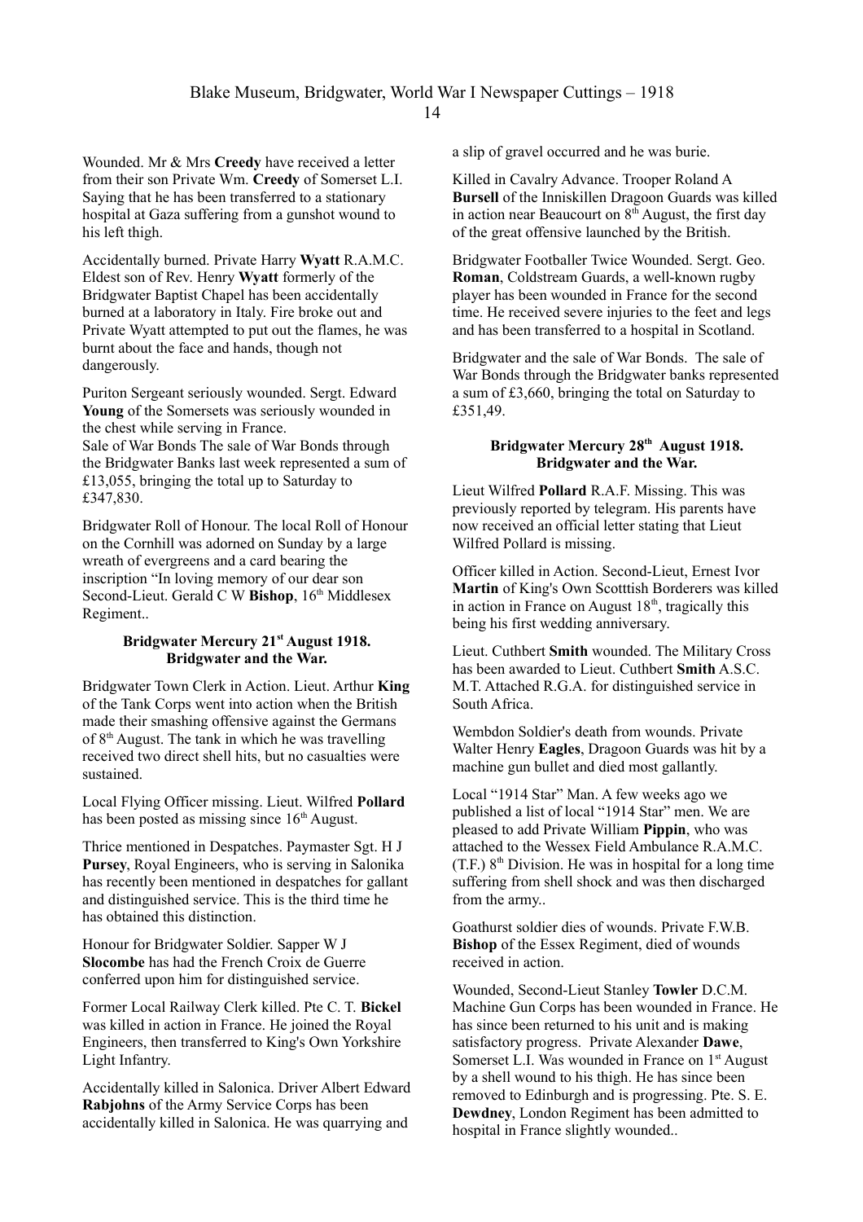Wounded. Mr & Mrs **Creedy** have received a letter from their son Private Wm. **Creedy** of Somerset L.I. Saying that he has been transferred to a stationary hospital at Gaza suffering from a gunshot wound to his left thigh.

Accidentally burned. Private Harry **Wyatt** R.A.M.C. Eldest son of Rev. Henry **Wyatt** formerly of the Bridgwater Baptist Chapel has been accidentally burned at a laboratory in Italy. Fire broke out and Private Wyatt attempted to put out the flames, he was burnt about the face and hands, though not dangerously.

Puriton Sergeant seriously wounded. Sergt. Edward **Young** of the Somersets was seriously wounded in the chest while serving in France.
Sale of War Bonds The sale of War Bonds through the Bridgwater Banks last week represented a sum of £13,055, bringing the total up to Saturday to £347,830.

Bridgwater Roll of Honour. The local Roll of Honour on the Cornhill was adorned on Sunday by a large wreath of evergreens and a card bearing the inscription "In loving memory of our dear son Second-Lieut. Gerald C W **Bishop**, 16th Middlesex Regiment..

**Bridgwater Mercury 21st August 1918.**
**Bridgwater and the War.**

Bridgwater Town Clerk in Action. Lieut. Arthur **King** of the Tank Corps went into action when the British made their smashing offensive against the Germans of 8th August. The tank in which he was travelling received two direct shell hits, but no casualties were sustained.

Local Flying Officer missing. Lieut. Wilfred **Pollard** has been posted as missing since 16th August.

Thrice mentioned in Despatches. Paymaster Sgt. H J **Pursey**, Royal Engineers, who is serving in Salonika has recently been mentioned in despatches for gallant and distinguished service. This is the third time he has obtained this distinction.

Honour for Bridgwater Soldier. Sapper W J **Slocombe** has had the French Croix de Guerre conferred upon him for distinguished service.

Former Local Railway Clerk killed. Pte C. T. **Bickel** was killed in action in France. He joined the Royal Engineers, then transferred to King's Own Yorkshire Light Infantry.

Accidentally killed in Salonica. Driver Albert Edward **Rabjohns** of the Army Service Corps has been accidentally killed in Salonica. He was quarrying and a slip of gravel occurred and he was burie.

Killed in Cavalry Advance. Trooper Roland A **Bursell** of the Inniskillen Dragoon Guards was killed in action near Beaucourt on 8th August, the first day of the great offensive launched by the British.

Bridgwater Footballer Twice Wounded. Sergt. Geo. **Roman**, Coldstream Guards, a well-known rugby player has been wounded in France for the second time. He received severe injuries to the feet and legs and has been transferred to a hospital in Scotland.

Bridgwater and the sale of War Bonds. The sale of War Bonds through the Bridgwater banks represented a sum of £3,660, bringing the total on Saturday to £351,49.

**Bridgwater Mercury 28th August 1918.**
**Bridgwater and the War.**

Lieut Wilfred **Pollard** R.A.F. Missing. This was previously reported by telegram. His parents have now received an official letter stating that Lieut Wilfred Pollard is missing.

Officer killed in Action. Second-Lieut, Ernest Ivor **Martin** of King's Own Scotttish Borderers was killed in action in France on August 18th, tragically this being his first wedding anniversary.

Lieut. Cuthbert **Smith** wounded. The Military Cross has been awarded to Lieut. Cuthbert **Smith** A.S.C. M.T. Attached R.G.A. for distinguished service in South Africa.

Wembdon Soldier's death from wounds. Private Walter Henry **Eagles**, Dragoon Guards was hit by a machine gun bullet and died most gallantly.

Local "1914 Star" Man. A few weeks ago we published a list of local "1914 Star" men. We are pleased to add Private William **Pippin**, who was attached to the Wessex Field Ambulance R.A.M.C. (T.F.) 8th Division. He was in hospital for a long time suffering from shell shock and was then discharged from the army..

Goathurst soldier dies of wounds. Private F.W.B. **Bishop** of the Essex Regiment, died of wounds received in action.

Wounded, Second-Lieut Stanley **Towler** D.C.M. Machine Gun Corps has been wounded in France. He has since been returned to his unit and is making satisfactory progress. Private Alexander **Dawe**, Somerset L.I. Was wounded in France on 1st August by a shell wound to his thigh. He has since been removed to Edinburgh and is progressing. Pte. S. E. **Dewdney**, London Regiment has been admitted to hospital in France slightly wounded..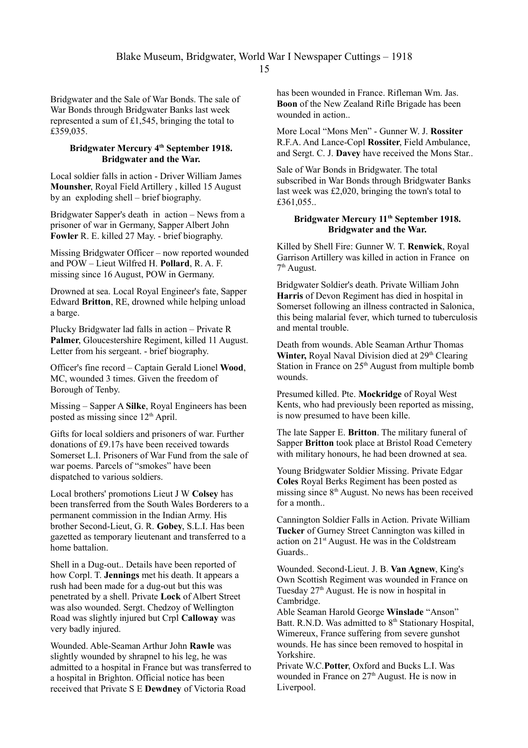Bridgwater and the Sale of War Bonds. The sale of War Bonds through Bridgwater Banks last week represented a sum of £1,545, bringing the total to £359,035.

**Bridgwater Mercury 4th September 1918. Bridgwater and the War.**

Local soldier falls in action - Driver William James **Mounsher**, Royal Field Artillery , killed 15 August by an exploding shell – brief biography.

Bridgwater Sapper's death in action – News from a prisoner of war in Germany, Sapper Albert John **Fowler** R. E. killed 27 May. - brief biography.

Missing Bridgwater Officer – now reported wounded and POW – Lieut Wilfred H. **Pollard**, R. A. F. missing since 16 August, POW in Germany.

Drowned at sea. Local Royal Engineer's fate, Sapper Edward **Britton**, RE, drowned while helping unload a barge.

Plucky Bridgwater lad falls in action – Private R **Palmer**, Gloucestershire Regiment, killed 11 August. Letter from his sergeant. - brief biography.

Officer's fine record – Captain Gerald Lionel **Wood**, MC, wounded 3 times. Given the freedom of Borough of Tenby.

Missing – Sapper A **Silke**, Royal Engineers has been posted as missing since 12th April.

Gifts for local soldiers and prisoners of war. Further donations of £9.17s have been received towards Somerset L.I. Prisoners of War Fund from the sale of war poems. Parcels of "smokes" have been dispatched to various soldiers.

Local brothers' promotions Lieut J W **Colsey** has been transferred from the South Wales Borderers to a permanent commission in the Indian Army. His brother Second-Lieut, G. R. **Gobey**, S.L.I. Has been gazetted as temporary lieutenant and transferred to a home battalion.

Shell in a Dug-out.. Details have been reported of how Corpl. T. **Jennings** met his death. It appears a rush had been made for a dug-out but this was penetrated by a shell. Private **Lock** of Albert Street was also wounded. Sergt. Chedzoy of Wellington Road was slightly injured but Crpl **Calloway** was very badly injured.

Wounded. Able-Seaman Arthur John **Rawle** was slightly wounded by shrapnel to his leg, he was admitted to a hospital in France but was transferred to a hospital in Brighton. Official notice has been received that Private S E **Dewdney** of Victoria Road has been wounded in France. Rifleman Wm. Jas. **Boon** of the New Zealand Rifle Brigade has been wounded in action..

More Local "Mons Men" - Gunner W. J. **Rossiter** R.F.A. And Lance-Copl **Rossiter**, Field Ambulance, and Sergt. C. J. **Davey** have received the Mons Star..

Sale of War Bonds in Bridgwater. The total subscribed in War Bonds through Bridgwater Banks last week was £2,020, bringing the town's total to £361,055..

**Bridgwater Mercury 11th September 1918. Bridgwater and the War.**

Killed by Shell Fire: Gunner W. T. **Renwick**, Royal Garrison Artillery was killed in action in France on 7th August.

Bridgwater Soldier's death. Private William John **Harris** of Devon Regiment has died in hospital in Somerset following an illness contracted in Salonica, this being malarial fever, which turned to tuberculosis and mental trouble.

Death from wounds. Able Seaman Arthur Thomas **Winter,** Royal Naval Division died at 29th Clearing Station in France on 25th August from multiple bomb wounds.

Presumed killed. Pte. **Mockridge** of Royal West Kents, who had previously been reported as missing, is now presumed to have been kille.

The late Sapper E. **Britton**. The military funeral of Sapper **Britton** took place at Bristol Road Cemetery with military honours, he had been drowned at sea.

Young Bridgwater Soldier Missing. Private Edgar **Coles** Royal Berks Regiment has been posted as missing since 8th August. No news has been received for a month..

Cannington Soldier Falls in Action. Private William **Tucker** of Gurney Street Cannington was killed in action on 21st August. He was in the Coldstream Guards..

Wounded. Second-Lieut. J. B. **Van Agnew**, King's Own Scottish Regiment was wounded in France on Tuesday 27th August. He is now in hospital in Cambridge.
Able Seaman Harold George **Winslade** "Anson" Batt. R.N.D. Was admitted to 8th Stationary Hospital, Wimereux, France suffering from severe gunshot wounds. He has since been removed to hospital in Yorkshire.
Private W.C.**Potter**, Oxford and Bucks L.I. Was wounded in France on 27th August. He is now in Liverpool.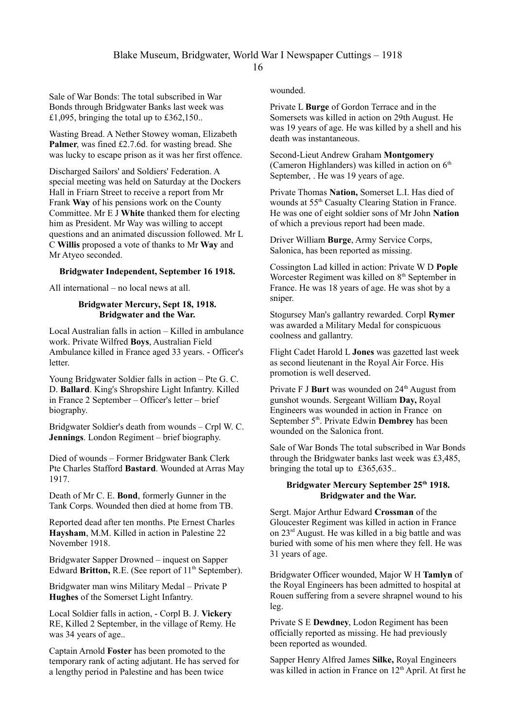Sale of War Bonds: The total subscribed in War Bonds through Bridgwater Banks last week was £1,095, bringing the total up to £362,150..

Wasting Bread. A Nether Stowey woman, Elizabeth **Palmer**, was fined £2.7.6d. for wasting bread. She was lucky to escape prison as it was her first offence.

Discharged Sailors' and Soldiers' Federation. A special meeting was held on Saturday at the Dockers Hall in Friarn Street to receive a report from Mr Frank **Way** of his pensions work on the County Committee. Mr E J **White** thanked them for electing him as President. Mr Way was willing to accept questions and an animated discussion followed. Mr L C **Willis** proposed a vote of thanks to Mr **Way** and Mr Atyeo seconded.

**Bridgwater Independent, September 16 1918.**

All international – no local news at all.

**Bridgwater Mercury, Sept 18, 1918.**
**Bridgwater and the War.**

Local Australian falls in action – Killed in ambulance work. Private Wilfred **Boys**, Australian Field Ambulance killed in France aged 33 years. - Officer's letter.

Young Bridgwater Soldier falls in action – Pte G. C. D. **Ballard**. King's Shropshire Light Infantry. Killed in France 2 September – Officer's letter – brief biography.

Bridgwater Soldier's death from wounds – Crpl W. C. **Jennings**. London Regiment – brief biography.

Died of wounds – Former Bridgwater Bank Clerk Pte Charles Stafford **Bastard**. Wounded at Arras May 1917.

Death of Mr C. E. **Bond**, formerly Gunner in the Tank Corps. Wounded then died at home from TB.

Reported dead after ten months. Pte Ernest Charles **Haysham**, M.M. Killed in action in Palestine 22 November 1918.

Bridgwater Sapper Drowned – inquest on Sapper Edward **Britton,** R.E. (See report of 11th September).

Bridgwater man wins Military Medal – Private P **Hughes** of the Somerset Light Infantry.

Local Soldier falls in action, - Corpl B. J. **Vickery** RE, Killed 2 September, in the village of Remy. He was 34 years of age..

Captain Arnold **Foster** has been promoted to the temporary rank of acting adjutant. He has served for a lengthy period in Palestine and has been twice wounded.

Private L **Burge** of Gordon Terrace and in the Somersets was killed in action on 29th August. He was 19 years of age. He was killed by a shell and his death was instantaneous.

Second-Lieut Andrew Graham **Montgomery** (Cameron Highlanders) was killed in action on 6th September, . He was 19 years of age.

Private Thomas **Nation,** Somerset L.I. Has died of wounds at 55th Casualty Clearing Station in France. He was one of eight soldier sons of Mr John **Nation** of which a previous report had been made.

Driver William **Burge**, Army Service Corps, Salonica, has been reported as missing.

Cossington Lad killed in action: Private W D **Pople** Worcester Regiment was killed on 8th September in France. He was 18 years of age. He was shot by a sniper.

Stogursey Man's gallantry rewarded. Corpl **Rymer** was awarded a Military Medal for conspicuous coolness and gallantry.

Flight Cadet Harold L **Jones** was gazetted last week as second lieutenant in the Royal Air Force. His promotion is well deserved.

Private F J **Burt** was wounded on 24th August from gunshot wounds. Sergeant William **Day,** Royal Engineers was wounded in action in France on September 5th. Private Edwin **Dembrey** has been wounded on the Salonica front.

Sale of War Bonds The total subscribed in War Bonds through the Bridgwater banks last week was £3,485, bringing the total up to £365,635..

**Bridgwater Mercury September 25th 1918.**
**Bridgwater and the War.**

Sergt. Major Arthur Edward **Crossman** of the Gloucester Regiment was killed in action in France on 23rd August. He was killed in a big battle and was buried with some of his men where they fell. He was 31 years of age.

Bridgwater Officer wounded, Major W H **Tamlyn** of the Royal Engineers has been admitted to hospital at Rouen suffering from a severe shrapnel wound to his leg.

Private S E **Dewdney**, Lodon Regiment has been officially reported as missing. He had previously been reported as wounded.

Sapper Henry Alfred James **Silke,** Royal Engineers was killed in action in France on 12th April. At first he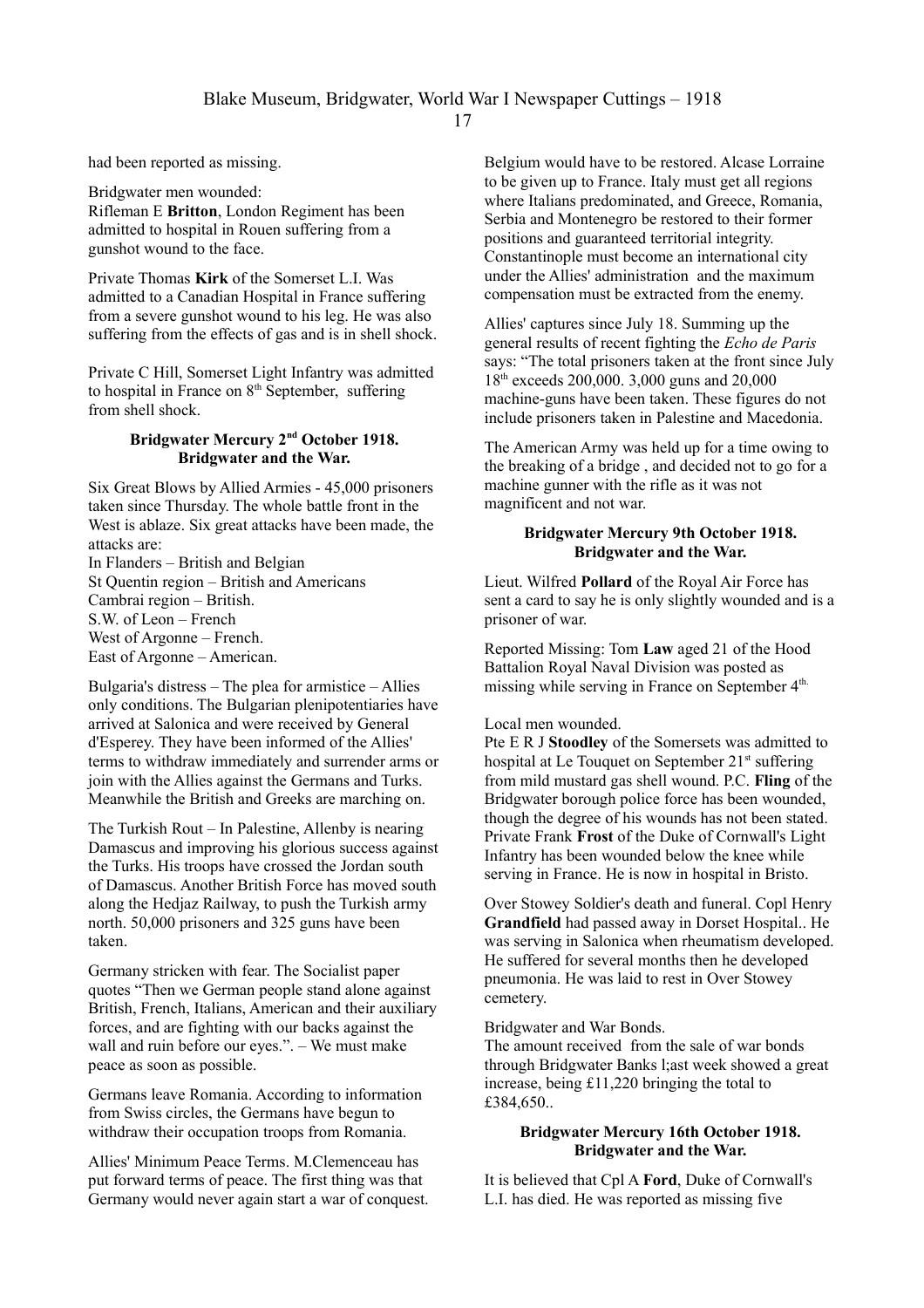had been reported as missing.

Bridgwater men wounded:
Rifleman E **Britton**, London Regiment has been admitted to hospital in Rouen suffering from a gunshot wound to the face.

Private Thomas **Kirk** of the Somerset L.I. Was admitted to a Canadian Hospital in France suffering from a severe gunshot wound to his leg. He was also suffering from the effects of gas and is in shell shock.

Private C Hill, Somerset Light Infantry was admitted to hospital in France on 8th September, suffering from shell shock.

**Bridgwater Mercury 2nd October 1918.**
**Bridgwater and the War.**

Six Great Blows by Allied Armies - 45,000 prisoners taken since Thursday. The whole battle front in the West is ablaze. Six great attacks have been made, the attacks are:
In Flanders – British and Belgian
St Quentin region – British and Americans
Cambrai region – British.
S.W. of Leon – French
West of Argonne – French.
East of Argonne – American.

Bulgaria's distress – The plea for armistice – Allies only conditions. The Bulgarian plenipotentiaries have arrived at Salonica and were received by General d'Esperey. They have been informed of the Allies' terms to withdraw immediately and surrender arms or join with the Allies against the Germans and Turks. Meanwhile the British and Greeks are marching on.

The Turkish Rout – In Palestine, Allenby is nearing Damascus and improving his glorious success against the Turks. His troops have crossed the Jordan south of Damascus. Another British Force has moved south along the Hedjaz Railway, to push the Turkish army north. 50,000 prisoners and 325 guns have been taken.

Germany stricken with fear. The Socialist paper quotes "Then we German people stand alone against British, French, Italians, American and their auxiliary forces, and are fighting with our backs against the wall and ruin before our eyes.". – We must make peace as soon as possible.

Germans leave Romania. According to information from Swiss circles, the Germans have begun to withdraw their occupation troops from Romania.

Allies' Minimum Peace Terms. M.Clemenceau has put forward terms of peace. The first thing was that Germany would never again start a war of conquest. Belgium would have to be restored. Alcase Lorraine to be given up to France. Italy must get all regions where Italians predominated, and Greece, Romania, Serbia and Montenegro be restored to their former positions and guaranteed territorial integrity. Constantinople must become an international city under the Allies' administration and the maximum compensation must be extracted from the enemy.

Allies' captures since July 18. Summing up the general results of recent fighting the *Echo de Paris* says: "The total prisoners taken at the front since July 18th exceeds 200,000. 3,000 guns and 20,000 machine-guns have been taken. These figures do not include prisoners taken in Palestine and Macedonia.

The American Army was held up for a time owing to the breaking of a bridge , and decided not to go for a machine gunner with the rifle as it was not magnificent and not war.

**Bridgwater Mercury 9th October 1918.**
**Bridgwater and the War.**

Lieut. Wilfred **Pollard** of the Royal Air Force has sent a card to say he is only slightly wounded and is a prisoner of war.

Reported Missing: Tom **Law** aged 21 of the Hood Battalion Royal Naval Division was posted as missing while serving in France on September 4th.

Local men wounded.
Pte E R J **Stoodley** of the Somersets was admitted to hospital at Le Touquet on September 21st suffering from mild mustard gas shell wound. P.C. **Fling** of the Bridgwater borough police force has been wounded, though the degree of his wounds has not been stated. Private Frank **Frost** of the Duke of Cornwall's Light Infantry has been wounded below the knee while serving in France. He is now in hospital in Bristo.

Over Stowey Soldier's death and funeral. Copl Henry **Grandfield** had passed away in Dorset Hospital.. He was serving in Salonica when rheumatism developed. He suffered for several months then he developed pneumonia. He was laid to rest in Over Stowey cemetery.

Bridgwater and War Bonds.
The amount received from the sale of war bonds through Bridgwater Banks l;ast week showed a great increase, being £11,220 bringing the total to £384,650..

**Bridgwater Mercury 16th October 1918.**
**Bridgwater and the War.**

It is believed that Cpl A **Ford**, Duke of Cornwall's L.I. has died. He was reported as missing five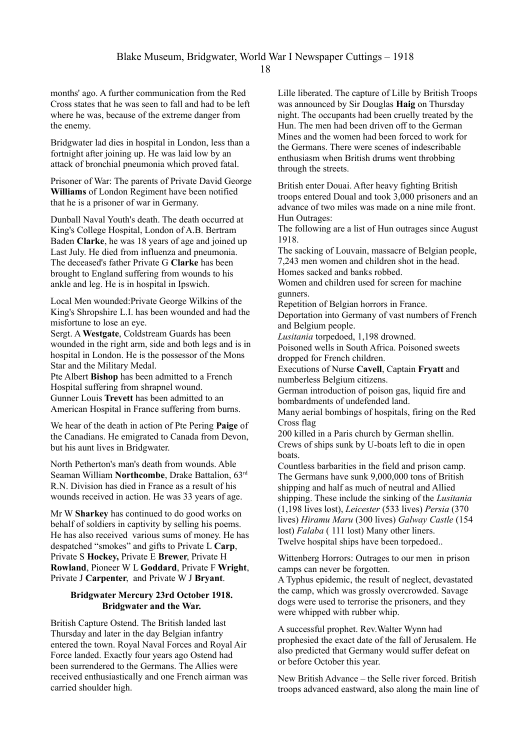months' ago. A further communication from the Red Cross states that he was seen to fall and had to be left where he was, because of the extreme danger from the enemy.

Bridgwater lad dies in hospital in London, less than a fortnight after joining up. He was laid low by an attack of bronchial pneumonia which proved fatal.

Prisoner of War: The parents of Private David George **Williams** of London Regiment have been notified that he is a prisoner of war in Germany.

Dunball Naval Youth's death. The death occurred at King's College Hospital, London of A.B. Bertram Baden **Clarke**, he was 18 years of age and joined up Last July. He died from influenza and pneumonia. The deceased's father Private G **Clarke** has been brought to England suffering from wounds to his ankle and leg. He is in hospital in Ipswich.

Local Men wounded:Private George Wilkins of the King's Shropshire L.I. has been wounded and had the misfortune to lose an eye.
Sergt. A **Westgate**, Coldstream Guards has been wounded in the right arm, side and both legs and is in hospital in London. He is the possessor of the Mons Star and the Military Medal.
Pte Albert **Bishop** has been admitted to a French Hospital suffering from shrapnel wound.
Gunner Louis **Trevett** has been admitted to an American Hospital in France suffering from burns.

We hear of the death in action of Pte Pering **Paige** of the Canadians. He emigrated to Canada from Devon, but his aunt lives in Bridgwater.

North Petherton's man's death from wounds. Able Seaman William **Northcombe**, Drake Battalion, 63rd R.N. Division has died in France as a result of his wounds received in action. He was 33 years of age.

Mr W **Sharkey** has continued to do good works on behalf of soldiers in captivity by selling his poems. He has also received various sums of money. He has despatched "smokes" and gifts to Private L **Carp**, Private S **Hockey,** Private E **Brewer**, Private H **Rowland**, Pioneer W L **Goddard**, Private F **Wright**, Private J **Carpenter**, and Private W J **Bryant**.

**Bridgwater Mercury 23rd October 1918.**
**Bridgwater and the War.**

British Capture Ostend. The British landed last Thursday and later in the day Belgian infantry entered the town. Royal Naval Forces and Royal Air Force landed. Exactly four years ago Ostend had been surrendered to the Germans. The Allies were received enthusiastically and one French airman was carried shoulder high.

Lille liberated. The capture of Lille by British Troops was announced by Sir Douglas **Haig** on Thursday night. The occupants had been cruelly treated by the Hun. The men had been driven off to the German Mines and the women had been forced to work for the Germans. There were scenes of indescribable enthusiasm when British drums went throbbing through the streets.

British enter Douai. After heavy fighting British troops entered Doual and took 3,000 prisoners and an advance of two miles was made on a nine mile front.
Hun Outrages:
The following are a list of Hun outrages since August 1918.
The sacking of Louvain, massacre of Belgian people, 7,243 men women and children shot in the head. Homes sacked and banks robbed.
Women and children used for screen for machine gunners.
Repetition of Belgian horrors in France.
Deportation into Germany of vast numbers of French and Belgium people.
*Lusitania* torpedoed, 1,198 drowned.
Poisoned wells in South Africa. Poisoned sweets dropped for French children.
Executions of Nurse **Cavell**, Captain **Fryatt** and numberless Belgium citizens.
German introduction of poison gas, liquid fire and bombardments of undefended land.
Many aerial bombings of hospitals, firing on the Red Cross flag
200 killed in a Paris church by German shellin.
Crews of ships sunk by U-boats left to die in open boats.
Countless barbarities in the field and prison camp.
The Germans have sunk 9,000,000 tons of British shipping and half as much of neutral and Allied shipping. These include the sinking of the *Lusitania* (1,198 lives lost), *Leicester* (533 lives) *Persia* (370 lives) *Hiramu Maru* (300 lives) *Galway Castle* (154 lost) *Falaba* ( 111 lost) Many other liners.
Twelve hospital ships have been torpedoed..

Wittenberg Horrors: Outrages to our men in prison camps can never be forgotten.
A Typhus epidemic, the result of neglect, devastated the camp, which was grossly overcrowded. Savage dogs were used to terrorise the prisoners, and they were whipped with rubber whip.

A successful prophet. Rev.Walter Wynn had prophesied the exact date of the fall of Jerusalem. He also predicted that Germany would suffer defeat on or before October this year.

New British Advance – the Selle river forced. British troops advanced eastward, also along the main line of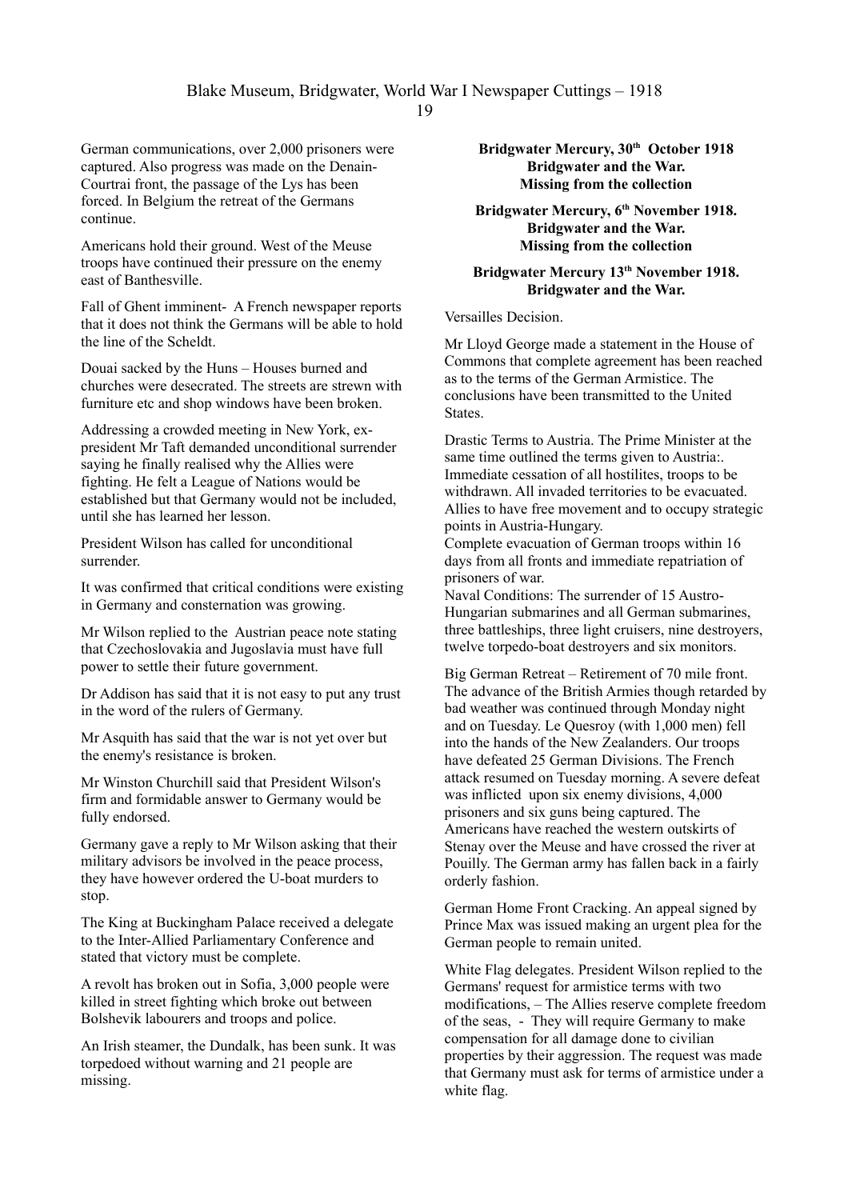German communications, over 2,000 prisoners were captured. Also progress was made on the Denain-Courtrai front, the passage of the Lys has been forced. In Belgium the retreat of the Germans continue.

Americans hold their ground. West of the Meuse troops have continued their pressure on the enemy east of Banthesville.

Fall of Ghent imminent- A French newspaper reports that it does not think the Germans will be able to hold the line of the Scheldt.

Douai sacked by the Huns – Houses burned and churches were desecrated. The streets are strewn with furniture etc and shop windows have been broken.

Addressing a crowded meeting in New York, ex-president Mr Taft demanded unconditional surrender saying he finally realised why the Allies were fighting. He felt a League of Nations would be established but that Germany would not be included, until she has learned her lesson.

President Wilson has called for unconditional surrender.

It was confirmed that critical conditions were existing in Germany and consternation was growing.

Mr Wilson replied to the Austrian peace note stating that Czechoslovakia and Jugoslavia must have full power to settle their future government.

Dr Addison has said that it is not easy to put any trust in the word of the rulers of Germany.

Mr Asquith has said that the war is not yet over but the enemy's resistance is broken.

Mr Winston Churchill said that President Wilson's firm and formidable answer to Germany would be fully endorsed.

Germany gave a reply to Mr Wilson asking that their military advisors be involved in the peace process, they have however ordered the U-boat murders to stop.

The King at Buckingham Palace received a delegate to the Inter-Allied Parliamentary Conference and stated that victory must be complete.

A revolt has broken out in Sofia, 3,000 people were killed in street fighting which broke out between Bolshevik labourers and troops and police.

An Irish steamer, the Dundalk, has been sunk. It was torpedoed without warning and 21 people are missing.

**Bridgwater Mercury, 30th October 1918**
**Bridgwater and the War.**
**Missing from the collection**

**Bridgwater Mercury, 6th November 1918.**
**Bridgwater and the War.**
**Missing from the collection**

**Bridgwater Mercury 13th November 1918.**
**Bridgwater and the War.**

Versailles Decision.

Mr Lloyd George made a statement in the House of Commons that complete agreement has been reached as to the terms of the German Armistice. The conclusions have been transmitted to the United States.

Drastic Terms to Austria. The Prime Minister at the same time outlined the terms given to Austria:. Immediate cessation of all hostilites, troops to be withdrawn. All invaded territories to be evacuated. Allies to have free movement and to occupy strategic points in Austria-Hungary.
Complete evacuation of German troops within 16 days from all fronts and immediate repatriation of prisoners of war.
Naval Conditions: The surrender of 15 Austro-Hungarian submarines and all German submarines, three battleships, three light cruisers, nine destroyers, twelve torpedo-boat destroyers and six monitors.

Big German Retreat – Retirement of 70 mile front. The advance of the British Armies though retarded by bad weather was continued through Monday night and on Tuesday. Le Quesroy (with 1,000 men) fell into the hands of the New Zealanders. Our troops have defeated 25 German Divisions. The French attack resumed on Tuesday morning. A severe defeat was inflicted upon six enemy divisions, 4,000 prisoners and six guns being captured. The Americans have reached the western outskirts of Stenay over the Meuse and have crossed the river at Pouilly. The German army has fallen back in a fairly orderly fashion.

German Home Front Cracking. An appeal signed by Prince Max was issued making an urgent plea for the German people to remain united.

White Flag delegates. President Wilson replied to the Germans' request for armistice terms with two modifications, – The Allies reserve complete freedom of the seas, - They will require Germany to make compensation for all damage done to civilian properties by their aggression. The request was made that Germany must ask for terms of armistice under a white flag.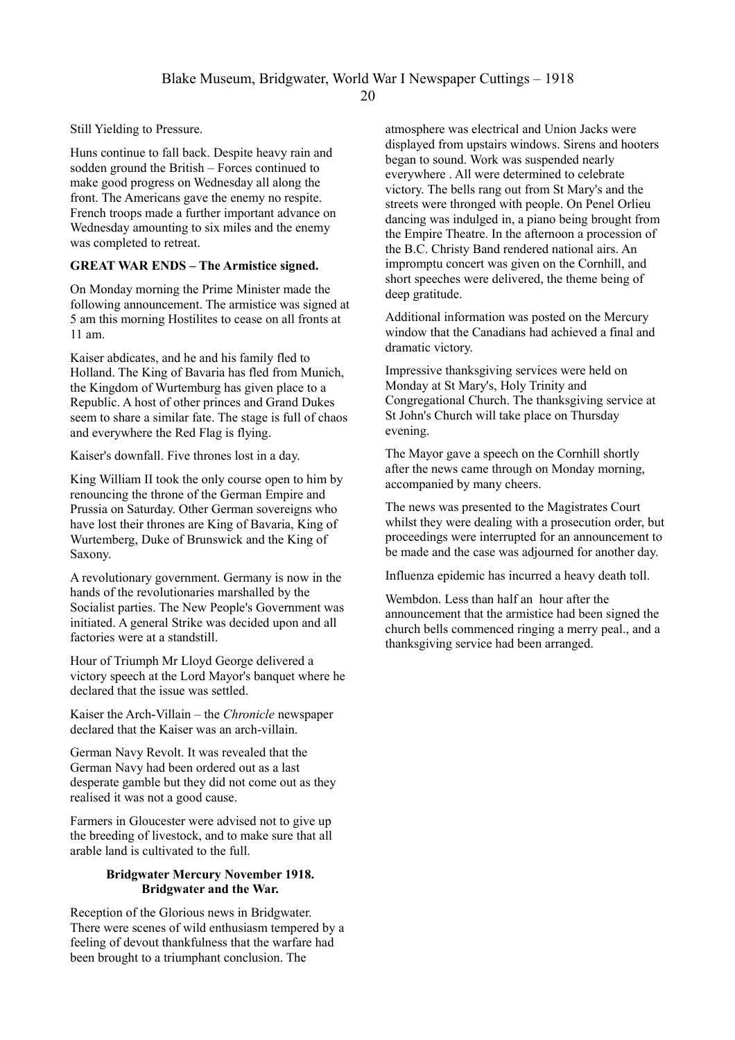Still Yielding to Pressure.

Huns continue to fall back. Despite heavy rain and sodden ground the British – Forces continued to make good progress on Wednesday all along the front. The Americans gave the enemy no respite. French troops made a further important advance on Wednesday amounting to six miles and the enemy was completed to retreat.

**GREAT WAR ENDS – The Armistice signed.**

On Monday morning the Prime Minister made the following announcement. The armistice was signed at 5 am this morning Hostilites to cease on all fronts at 11 am.

Kaiser abdicates, and he and his family fled to Holland. The King of Bavaria has fled from Munich, the Kingdom of Wurtemburg has given place to a Republic. A host of other princes and Grand Dukes seem to share a similar fate. The stage is full of chaos and everywhere the Red Flag is flying.

Kaiser's downfall. Five thrones lost in a day.

King William II took the only course open to him by renouncing the throne of the German Empire and Prussia on Saturday. Other German sovereigns who have lost their thrones are King of Bavaria, King of Wurtemberg, Duke of Brunswick and the King of Saxony.

A revolutionary government. Germany is now in the hands of the revolutionaries marshalled by the Socialist parties. The New People's Government was initiated. A general Strike was decided upon and all factories were at a standstill.

Hour of Triumph Mr Lloyd George delivered a victory speech at the Lord Mayor's banquet where he declared that the issue was settled.

Kaiser the Arch-Villain – the *Chronicle* newspaper declared that the Kaiser was an arch-villain.

German Navy Revolt. It was revealed that the German Navy had been ordered out as a last desperate gamble but they did not come out as they realised it was not a good cause.

Farmers in Gloucester were advised not to give up the breeding of livestock, and to make sure that all arable land is cultivated to the full.

**Bridgwater Mercury November 1918.**
**Bridgwater and the War.**

Reception of the Glorious news in Bridgwater. There were scenes of wild enthusiasm tempered by a feeling of devout thankfulness that the warfare had been brought to a triumphant conclusion. The atmosphere was electrical and Union Jacks were displayed from upstairs windows. Sirens and hooters began to sound. Work was suspended nearly everywhere . All were determined to celebrate victory. The bells rang out from St Mary's and the streets were thronged with people. On Penel Orlieu dancing was indulged in, a piano being brought from the Empire Theatre. In the afternoon a procession of the B.C. Christy Band rendered national airs. An impromptu concert was given on the Cornhill, and short speeches were delivered, the theme being of deep gratitude.

Additional information was posted on the Mercury window that the Canadians had achieved a final and dramatic victory.

Impressive thanksgiving services were held on Monday at St Mary's, Holy Trinity and Congregational Church. The thanksgiving service at St John's Church will take place on Thursday evening.

The Mayor gave a speech on the Cornhill shortly after the news came through on Monday morning, accompanied by many cheers.

The news was presented to the Magistrates Court whilst they were dealing with a prosecution order, but proceedings were interrupted for an announcement to be made and the case was adjourned for another day.

Influenza epidemic has incurred a heavy death toll.

Wembdon. Less than half an hour after the announcement that the armistice had been signed the church bells commenced ringing a merry peal., and a thanksgiving service had been arranged.